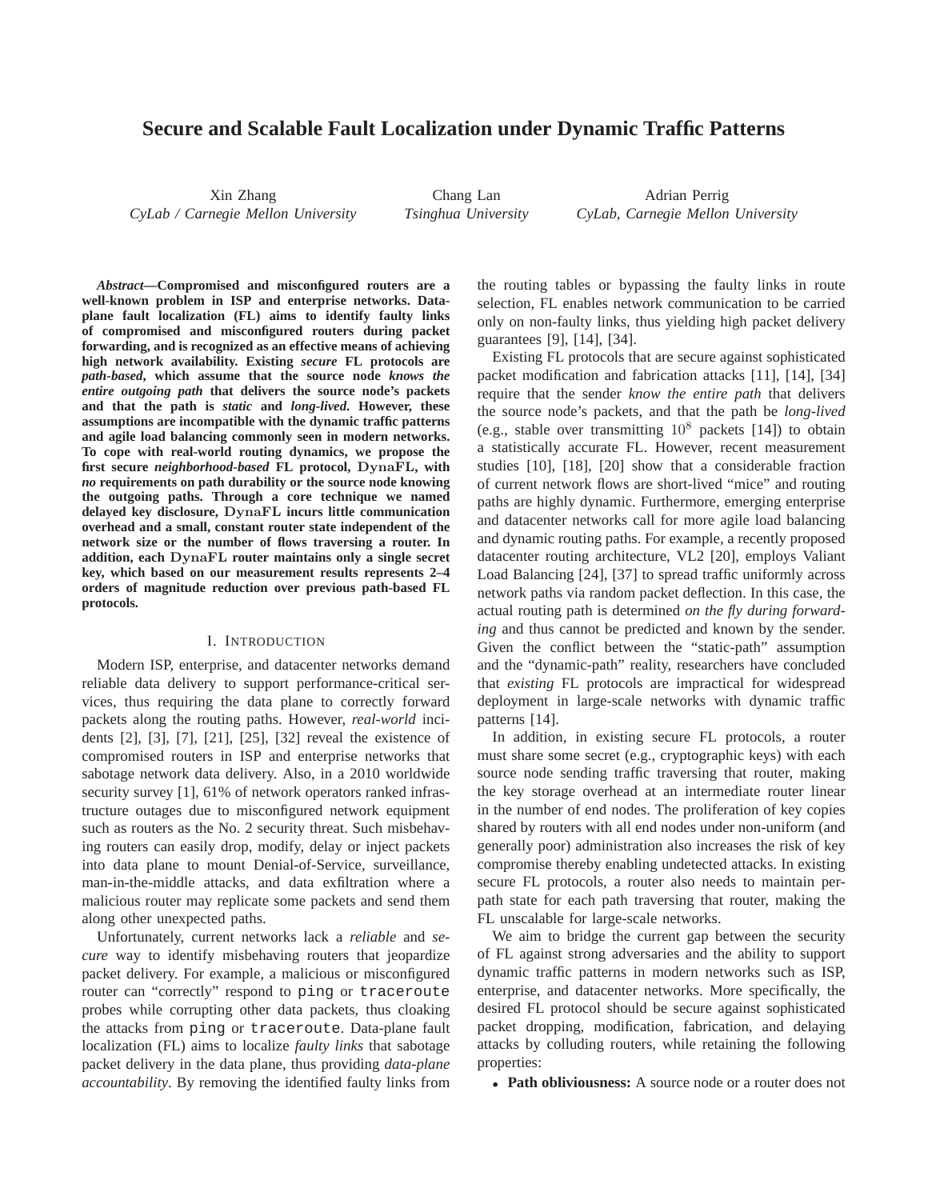# Secure and Scalable Fault Localization under Dynamic Traffic Patterns

Xin Zhang
*CyLab / Carnegie Mellon University*

Chang Lan
*Tsinghua University*

Adrian Perrig
*CyLab, Carnegie Mellon University*

***Abstract*—Compromised and misconfigured routers are a well-known problem in ISP and enterprise networks. Data-plane fault localization (FL) aims to identify faulty links of compromised and misconfigured routers during packet forwarding, and is recognized as an effective means of achieving high network availability. Existing *secure* FL protocols are *path-based*, which assume that the source node *knows the entire outgoing path* that delivers the source node's packets and that the path is *static* and *long-lived*. However, these assumptions are incompatible with the dynamic traffic patterns and agile load balancing commonly seen in modern networks. To cope with real-world routing dynamics, we propose the first secure *neighborhood-based* FL protocol, DynaFL, with *no* requirements on path durability or the source node knowing the outgoing paths. Through a core technique we named delayed key disclosure, DynaFL incurs little communication overhead and a small, constant router state independent of the network size or the number of flows traversing a router. In addition, each DynaFL router maintains only a single secret key, which based on our measurement results represents 2–4 orders of magnitude reduction over previous path-based FL protocols.**

## I. Introduction

Modern ISP, enterprise, and datacenter networks demand reliable data delivery to support performance-critical services, thus requiring the data plane to correctly forward packets along the routing paths. However, *real-world* incidents [2], [3], [7], [21], [25], [32] reveal the existence of compromised routers in ISP and enterprise networks that sabotage network data delivery. Also, in a 2010 worldwide security survey [1], 61% of network operators ranked infrastructure outages due to misconfigured network equipment such as routers as the No. 2 security threat. Such misbehaving routers can easily drop, modify, delay or inject packets into data plane to mount Denial-of-Service, surveillance, man-in-the-middle attacks, and data exfiltration where a malicious router may replicate some packets and send them along other unexpected paths.

Unfortunately, current networks lack a *reliable* and *secure* way to identify misbehaving routers that jeopardize packet delivery. For example, a malicious or misconfigured router can "correctly" respond to `ping` or `traceroute` probes while corrupting other data packets, thus cloaking the attacks from `ping` or `traceroute`. Data-plane fault localization (FL) aims to localize *faulty links* that sabotage packet delivery in the data plane, thus providing *data-plane accountability*. By removing the identified faulty links from the routing tables or bypassing the faulty links in route selection, FL enables network communication to be carried only on non-faulty links, thus yielding high packet delivery guarantees [9], [14], [34].

Existing FL protocols that are secure against sophisticated packet modification and fabrication attacks [11], [14], [34] require that the sender *know the entire path* that delivers the source node's packets, and that the path be *long-lived* (e.g., stable over transmitting $10^8$ packets [14]) to obtain a statistically accurate FL. However, recent measurement studies [10], [18], [20] show that a considerable fraction of current network flows are short-lived "mice" and routing paths are highly dynamic. Furthermore, emerging enterprise and datacenter networks call for more agile load balancing and dynamic routing paths. For example, a recently proposed datacenter routing architecture, VL2 [20], employs Valiant Load Balancing [24], [37] to spread traffic uniformly across network paths via random packet deflection. In this case, the actual routing path is determined *on the fly during forwarding* and thus cannot be predicted and known by the sender. Given the conflict between the "static-path" assumption and the "dynamic-path" reality, researchers have concluded that *existing* FL protocols are impractical for widespread deployment in large-scale networks with dynamic traffic patterns [14].

In addition, in existing secure FL protocols, a router must share some secret (e.g., cryptographic keys) with each source node sending traffic traversing that router, making the key storage overhead at an intermediate router linear in the number of end nodes. The proliferation of key copies shared by routers with all end nodes under non-uniform (and generally poor) administration also increases the risk of key compromise thereby enabling undetected attacks. In existing secure FL protocols, a router also needs to maintain per-path state for each path traversing that router, making the FL unscalable for large-scale networks.

We aim to bridge the current gap between the security of FL against strong adversaries and the ability to support dynamic traffic patterns in modern networks such as ISP, enterprise, and datacenter networks. More specifically, the desired FL protocol should be secure against sophisticated packet dropping, modification, fabrication, and delaying attacks by colluding routers, while retaining the following properties:

- **Path obliviousness:** A source node or a router does not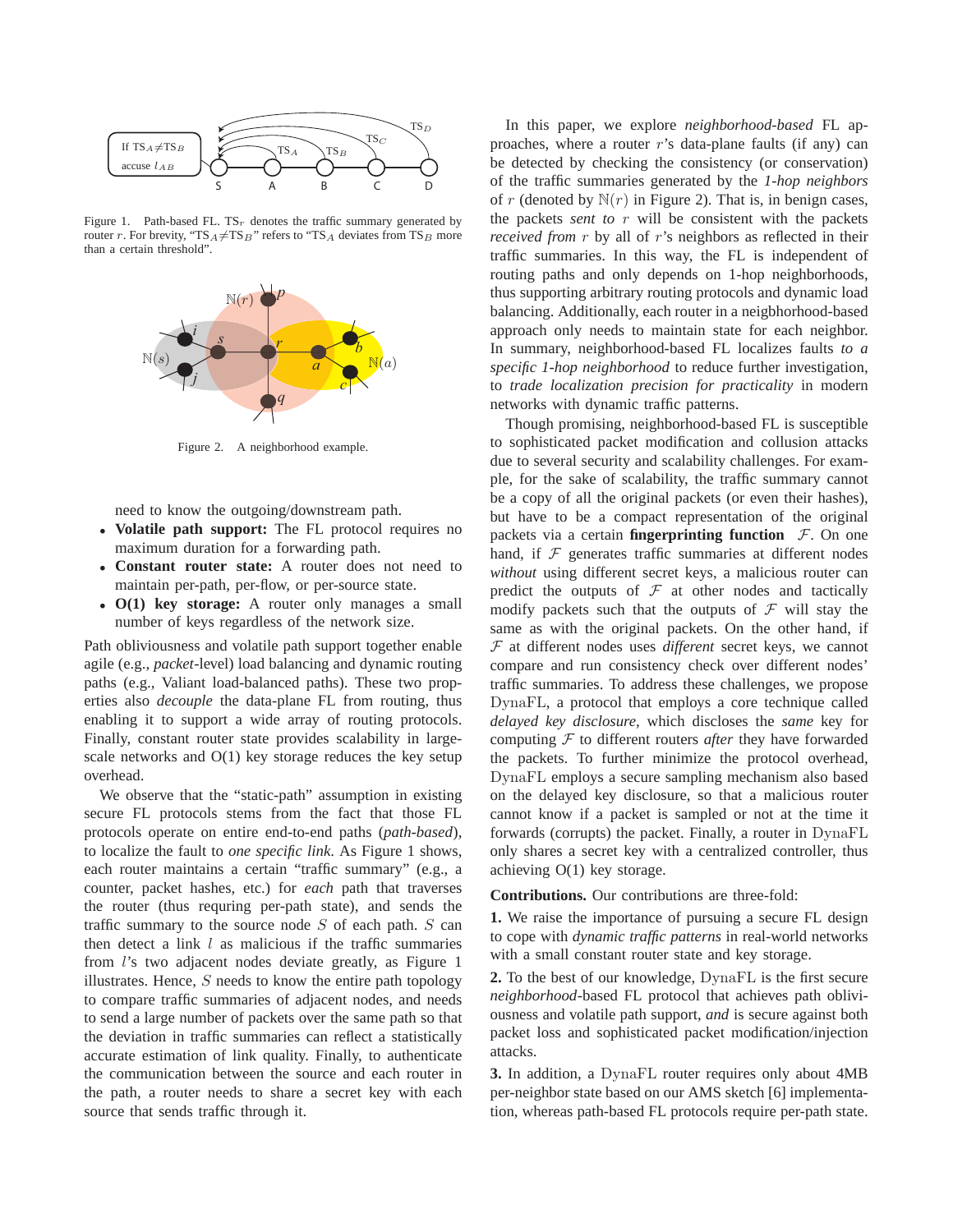Figure 1. Path-based FL. $\text{TS}_r$ denotes the traffic summary generated by router $r$. For brevity, "$\text{TS}_A \neq \text{TS}_B$" refers to "$\text{TS}_A$ deviates from $\text{TS}_B$ more than a certain threshold".

Figure 2. A neighborhood example.

need to know the outgoing/downstream path.

- **Volatile path support:** The FL protocol requires no maximum duration for a forwarding path.
- **Constant router state:** A router does not need to maintain per-path, per-flow, or per-source state.
- **O(1) key storage:** A router only manages a small number of keys regardless of the network size.

Path obliviousness and volatile path support together enable agile (e.g., *packet*-level) load balancing and dynamic routing paths (e.g., Valiant load-balanced paths). These two properties also *decouple* the data-plane FL from routing, thus enabling it to support a wide array of routing protocols. Finally, constant router state provides scalability in large-scale networks and O(1) key storage reduces the key setup overhead.

We observe that the "static-path" assumption in existing secure FL protocols stems from the fact that those FL protocols operate on entire end-to-end paths (*path-based*), to localize the fault to *one specific link*. As Figure 1 shows, each router maintains a certain "traffic summary" (e.g., a counter, packet hashes, etc.) for *each* path that traverses the router (thus requring per-path state), and sends the traffic summary to the source node $S$ of each path. $S$ can then detect a link $l$ as malicious if the traffic summaries from $l$'s two adjacent nodes deviate greatly, as Figure 1 illustrates. Hence, $S$ needs to know the entire path topology to compare traffic summaries of adjacent nodes, and needs to send a large number of packets over the same path so that the deviation in traffic summaries can reflect a statistically accurate estimation of link quality. Finally, to authenticate the communication between the source and each router in the path, a router needs to share a secret key with each source that sends traffic through it.

In this paper, we explore *neighborhood-based* FL approaches, where a router $r$'s data-plane faults (if any) can be detected by checking the consistency (or conservation) of the traffic summaries generated by the *1-hop neighbors* of $r$ (denoted by $\mathbb{N}(r)$ in Figure 2). That is, in benign cases, the packets *sent to* $r$ will be consistent with the packets *received from* $r$ by all of $r$'s neighbors as reflected in their traffic summaries. In this way, the FL is independent of routing paths and only depends on 1-hop neighborhoods, thus supporting arbitrary routing protocols and dynamic load balancing. Additionally, each router in a neigbhorhood-based approach only needs to maintain state for each neighbor. In summary, neighborhood-based FL localizes faults *to a specific 1-hop neighborhood* to reduce further investigation, to *trade localization precision for practicality* in modern networks with dynamic traffic patterns.

Though promising, neighborhood-based FL is susceptible to sophisticated packet modification and collusion attacks due to several security and scalability challenges. For example, for the sake of scalability, the traffic summary cannot be a copy of all the original packets (or even their hashes), but have to be a compact representation of the original packets via a certain **fingerprinting function** $\mathcal{F}$. On one hand, if $\mathcal{F}$ generates traffic summaries at different nodes *without* using different secret keys, a malicious router can predict the outputs of $\mathcal{F}$ at other nodes and tactically modify packets such that the outputs of $\mathcal{F}$ will stay the same as with the original packets. On the other hand, if $\mathcal{F}$ at different nodes uses *different* secret keys, we cannot compare and run consistency check over different nodes' traffic summaries. To address these challenges, we propose DynaFL, a protocol that employs a core technique called *delayed key disclosure*, which discloses the *same* key for computing $\mathcal{F}$ to different routers *after* they have forwarded the packets. To further minimize the protocol overhead, DynaFL employs a secure sampling mechanism also based on the delayed key disclosure, so that a malicious router cannot know if a packet is sampled or not at the time it forwards (corrupts) the packet. Finally, a router in DynaFL only shares a secret key with a centralized controller, thus achieving O(1) key storage.

**Contributions.** Our contributions are three-fold:

**1.** We raise the importance of pursuing a secure FL design to cope with *dynamic traffic patterns* in real-world networks with a small constant router state and key storage.

**2.** To the best of our knowledge, DynaFL is the first secure *neighborhood*-based FL protocol that achieves path obliviousness and volatile path support, *and* is secure against both packet loss and sophisticated packet modification/injection attacks.

**3.** In addition, a DynaFL router requires only about 4MB per-neighbor state based on our AMS sketch [6] implementation, whereas path-based FL protocols require per-path state.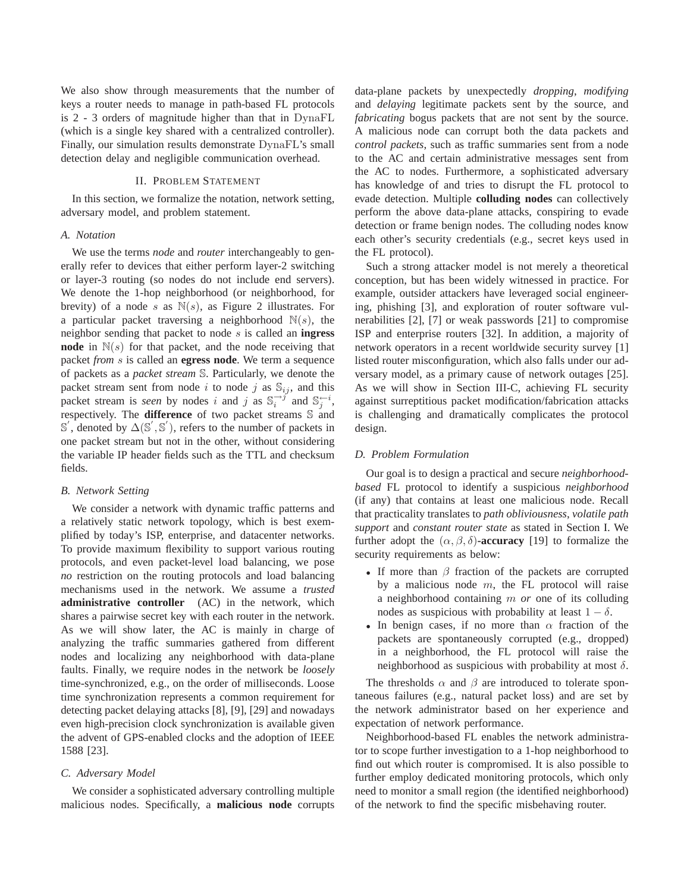We also show through measurements that the number of keys a router needs to manage in path-based FL protocols is 2 - 3 orders of magnitude higher than that in DynaFL (which is a single key shared with a centralized controller). Finally, our simulation results demonstrate DynaFL's small detection delay and negligible communication overhead.

## II. Problem Statement

In this section, we formalize the notation, network setting, adversary model, and problem statement.

### A. Notation

We use the terms *node* and *router* interchangeably to generally refer to devices that either perform layer-2 switching or layer-3 routing (so nodes do not include end servers). We denote the 1-hop neighborhood (or neighborhood, for brevity) of a node $s$ as $\mathbb{N}(s)$, as Figure 2 illustrates. For a particular packet traversing a neighborhood $\mathbb{N}(s)$, the neighbor sending that packet to node $s$ is called an **ingress node** in $\mathbb{N}(s)$ for that packet, and the node receiving that packet *from* $s$ is called an **egress node**. We term a sequence of packets as a *packet stream* $\mathbb{S}$. Particularly, we denote the packet stream sent from node $i$ to node $j$ as $\mathbb{S}_{ij}$, and this packet stream is *seen* by nodes $i$ and $j$ as $\mathbb{S}_i^{\rightarrow j}$ and $\mathbb{S}_j^{\leftarrow i}$, respectively. The **difference** of two packet streams $\mathbb{S}$ and $\mathbb{S}^{'}$, denoted by $\Delta(\mathbb{S}^{'}, \mathbb{S}^{'})$, refers to the number of packets in one packet stream but not in the other, without considering the variable IP header fields such as the TTL and checksum fields.

### B. Network Setting

We consider a network with dynamic traffic patterns and a relatively static network topology, which is best exemplified by today's ISP, enterprise, and datacenter networks. To provide maximum flexibility to support various routing protocols, and even packet-level load balancing, we pose *no* restriction on the routing protocols and load balancing mechanisms used in the network. We assume a *trusted* **administrative controller** (AC) in the network, which shares a pairwise secret key with each router in the network. As we will show later, the AC is mainly in charge of analyzing the traffic summaries gathered from different nodes and localizing any neighborhood with data-plane faults. Finally, we require nodes in the network be *loosely* time-synchronized, e.g., on the order of milliseconds. Loose time synchronization represents a common requirement for detecting packet delaying attacks [8], [9], [29] and nowadays even high-precision clock synchronization is available given the advent of GPS-enabled clocks and the adoption of IEEE 1588 [23].

### C. Adversary Model

We consider a sophisticated adversary controlling multiple malicious nodes. Specifically, a **malicious node** corrupts data-plane packets by unexpectedly *dropping*, *modifying* and *delaying* legitimate packets sent by the source, and *fabricating* bogus packets that are not sent by the source. A malicious node can corrupt both the data packets and *control packets*, such as traffic summaries sent from a node to the AC and certain administrative messages sent from the AC to nodes. Furthermore, a sophisticated adversary has knowledge of and tries to disrupt the FL protocol to evade detection. Multiple **colluding nodes** can collectively perform the above data-plane attacks, conspiring to evade detection or frame benign nodes. The colluding nodes know each other's security credentials (e.g., secret keys used in the FL protocol).

Such a strong attacker model is not merely a theoretical conception, but has been widely witnessed in practice. For example, outsider attackers have leveraged social engineering, phishing [3], and exploration of router software vulnerabilities [2], [7] or weak passwords [21] to compromise ISP and enterprise routers [32]. In addition, a majority of network operators in a recent worldwide security survey [1] listed router misconfiguration, which also falls under our adversary model, as a primary cause of network outages [25]. As we will show in Section III-C, achieving FL security against surreptitious packet modification/fabrication attacks is challenging and dramatically complicates the protocol design.

### D. Problem Formulation

Our goal is to design a practical and secure *neighborhood-based* FL protocol to identify a suspicious *neighborhood* (if any) that contains at least one malicious node. Recall that practicality translates to *path obliviousness*, *volatile path support* and *constant router state* as stated in Section I. We further adopt the $(\alpha, \beta, \delta)$**-accuracy** [19] to formalize the security requirements as below:

- If more than $\beta$ fraction of the packets are corrupted by a malicious node $m$, the FL protocol will raise a neighborhood containing $m$ *or* one of its colluding nodes as suspicious with probability at least $1 - \delta$.
- In benign cases, if no more than $\alpha$ fraction of the packets are spontaneously corrupted (e.g., dropped) in a neighborhood, the FL protocol will raise the neighborhood as suspicious with probability at most $\delta$.

The thresholds $\alpha$ and $\beta$ are introduced to tolerate spontaneous failures (e.g., natural packet loss) and are set by the network administrator based on her experience and expectation of network performance.

Neighborhood-based FL enables the network administrator to scope further investigation to a 1-hop neighborhood to find out which router is compromised. It is also possible to further employ dedicated monitoring protocols, which only need to monitor a small region (the identified neighborhood) of the network to find the specific misbehaving router.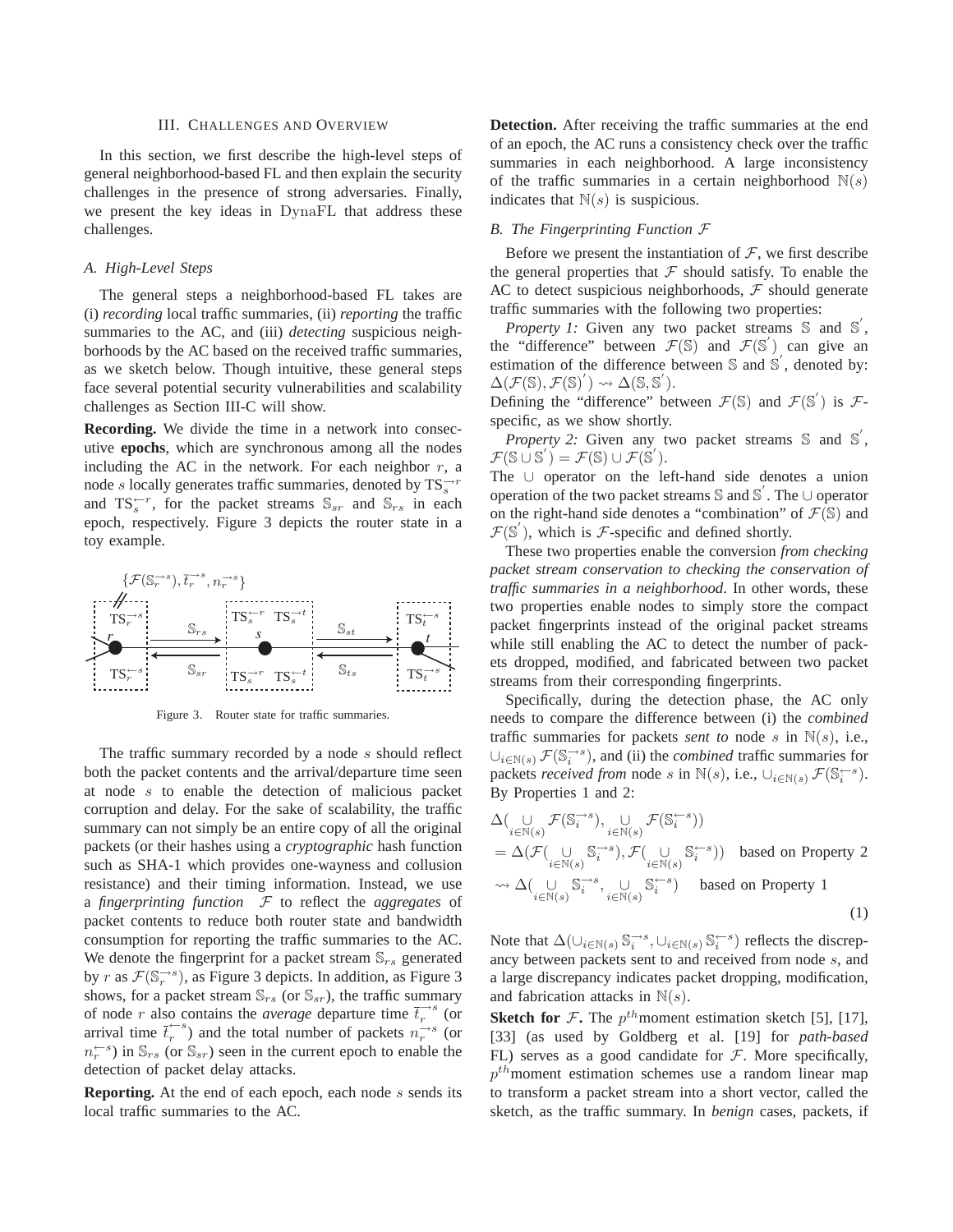## III. Challenges and Overview

In this section, we first describe the high-level steps of general neighborhood-based FL and then explain the security challenges in the presence of strong adversaries. Finally, we present the key ideas in DynaFL that address these challenges.

### A. High-Level Steps

The general steps a neighborhood-based FL takes are (i) *recording* local traffic summaries, (ii) *reporting* the traffic summaries to the AC, and (iii) *detecting* suspicious neighborhoods by the AC based on the received traffic summaries, as we sketch below. Though intuitive, these general steps face several potential security vulnerabilities and scalability challenges as Section III-C will show.

**Recording.** We divide the time in a network into consecutive **epochs**, which are synchronous among all the nodes including the AC in the network. For each neighbor $r$, a node $s$ locally generates traffic summaries, denoted by $\text{TS}_s^{\rightarrow r}$ and $\text{TS}_s^{\leftarrow r}$, for the packet streams $\mathbb{S}_{sr}$ and $\mathbb{S}_{rs}$ in each epoch, respectively. Figure 3 depicts the router state in a toy example.

Figure 3. Router state for traffic summaries.

The traffic summary recorded by a node $s$ should reflect both the packet contents and the arrival/departure time seen at node $s$ to enable the detection of malicious packet corruption and delay. For the sake of scalability, the traffic summary can not simply be an entire copy of all the original packets (or their hashes using a *cryptographic* hash function such as SHA-1 which provides one-wayness and collusion resistance) and their timing information. Instead, we use a *fingerprinting function* $\mathcal{F}$ to reflect the *aggregates* of packet contents to reduce both router state and bandwidth consumption for reporting the traffic summaries to the AC. We denote the fingerprint for a packet stream $\mathbb{S}_{rs}$ generated by $r$ as $\mathcal{F}(\mathbb{S}_r^{\rightarrow s})$, as Figure 3 depicts. In addition, as Figure 3 shows, for a packet stream $\mathbb{S}_{rs}$ (or $\mathbb{S}_{sr}$), the traffic summary of node $r$ also contains the *average* departure time $\overline{t}_r^{\rightarrow s}$ (or arrival time $\overline{t}_r^{\leftarrow s}$) and the total number of packets $n_r^{\rightarrow s}$ (or $n_r^{\leftarrow s}$) in $\mathbb{S}_{rs}$ (or $\mathbb{S}_{sr}$) seen in the current epoch to enable the detection of packet delay attacks.

**Reporting.** At the end of each epoch, each node $s$ sends its local traffic summaries to the AC.

**Detection.** After receiving the traffic summaries at the end of an epoch, the AC runs a consistency check over the traffic summaries in each neighborhood. A large inconsistency of the traffic summaries in a certain neighborhood $\mathbb{N}(s)$ indicates that $\mathbb{N}(s)$ is suspicious.

### B. The Fingerprinting Function $\mathcal{F}$

Before we present the instantiation of $\mathcal{F}$, we first describe the general properties that $\mathcal{F}$ should satisfy. To enable the AC to detect suspicious neighborhoods, $\mathcal{F}$ should generate traffic summaries with the following two properties:

*Property 1:* Given any two packet streams $\mathbb{S}$ and $\mathbb{S}'$, the "difference" between $\mathcal{F}(\mathbb{S})$ and $\mathcal{F}(\mathbb{S}')$ can give an estimation of the difference between $\mathbb{S}$ and $\mathbb{S}'$, denoted by: $\Delta(\mathcal{F}(\mathbb{S}), \mathcal{F}(\mathbb{S})') \rightsquigarrow \Delta(\mathbb{S}, \mathbb{S}')$.

Defining the "difference" between $\mathcal{F}(\mathbb{S})$ and $\mathcal{F}(\mathbb{S}')$ is $\mathcal{F}$-specific, as we show shortly.

*Property 2:* Given any two packet streams $\mathbb{S}$ and $\mathbb{S}'$, $\mathcal{F}(\mathbb{S} \cup \mathbb{S}') = \mathcal{F}(\mathbb{S}) \cup \mathcal{F}(\mathbb{S}')$.

The $\cup$ operator on the left-hand side denotes a union operation of the two packet streams $\mathbb{S}$ and $\mathbb{S}'$. The $\cup$ operator on the right-hand side denotes a "combination" of $\mathcal{F}(\mathbb{S})$ and $\mathcal{F}(\mathbb{S}')$, which is $\mathcal{F}$-specific and defined shortly.

These two properties enable the conversion *from checking packet stream conservation to checking the conservation of traffic summaries in a neighborhood*. In other words, these two properties enable nodes to simply store the compact packet fingerprints instead of the original packet streams while still enabling the AC to detect the number of packets dropped, modified, and fabricated between two packet streams from their corresponding fingerprints.

Specifically, during the detection phase, the AC only needs to compare the difference between (i) the *combined* traffic summaries for packets *sent to* node $s$ in $\mathbb{N}(s)$, i.e., $\cup_{i \in \mathbb{N}(s)} \mathcal{F}(\mathbb{S}_i^{\rightarrow s})$, and (ii) the *combined* traffic summaries for packets *received from* node $s$ in $\mathbb{N}(s)$, i.e., $\cup_{i \in \mathbb{N}(s)} \mathcal{F}(\mathbb{S}_i^{\leftarrow s})$. By Properties 1 and 2:

$$
\begin{aligned}
&\Delta(\underset{i \in \mathbb{N}(s)}{\cup} \mathcal{F}(\mathbb{S}_i^{\rightarrow s}), \underset{i \in \mathbb{N}(s)}{\cup} \mathcal{F}(\mathbb{S}_i^{\leftarrow s})) \\
&= \Delta(\mathcal{F}(\underset{i \in \mathbb{N}(s)}{\cup} \mathbb{S}_i^{\rightarrow s}), \mathcal{F}(\underset{i \in \mathbb{N}(s)}{\cup} \mathbb{S}_i^{\leftarrow s})) \quad \text{based on Property 2} \\
&\rightsquigarrow \Delta(\underset{i \in \mathbb{N}(s)}{\cup} \mathbb{S}_i^{\rightarrow s}, \underset{i \in \mathbb{N}(s)}{\cup} \mathbb{S}_i^{\leftarrow s}) \quad \text{based on Property 1}
\end{aligned}
\tag{1}
$$

Note that $\Delta(\cup_{i \in \mathbb{N}(s)} \mathbb{S}_i^{\rightarrow s}, \cup_{i \in \mathbb{N}(s)} \mathbb{S}_i^{\leftarrow s})$ reflects the discrepancy between packets sent to and received from node $s$, and a large discrepancy indicates packet dropping, modification, and fabrication attacks in $\mathbb{N}(s)$.

**Sketch for $\mathcal{F}$.** The $p^{th}$moment estimation sketch [5], [17], [33] (as used by Goldberg et al. [19] for *path-based* FL) serves as a good candidate for $\mathcal{F}$. More specifically, $p^{th}$moment estimation schemes use a random linear map to transform a packet stream into a short vector, called the sketch, as the traffic summary. In *benign* cases, packets, if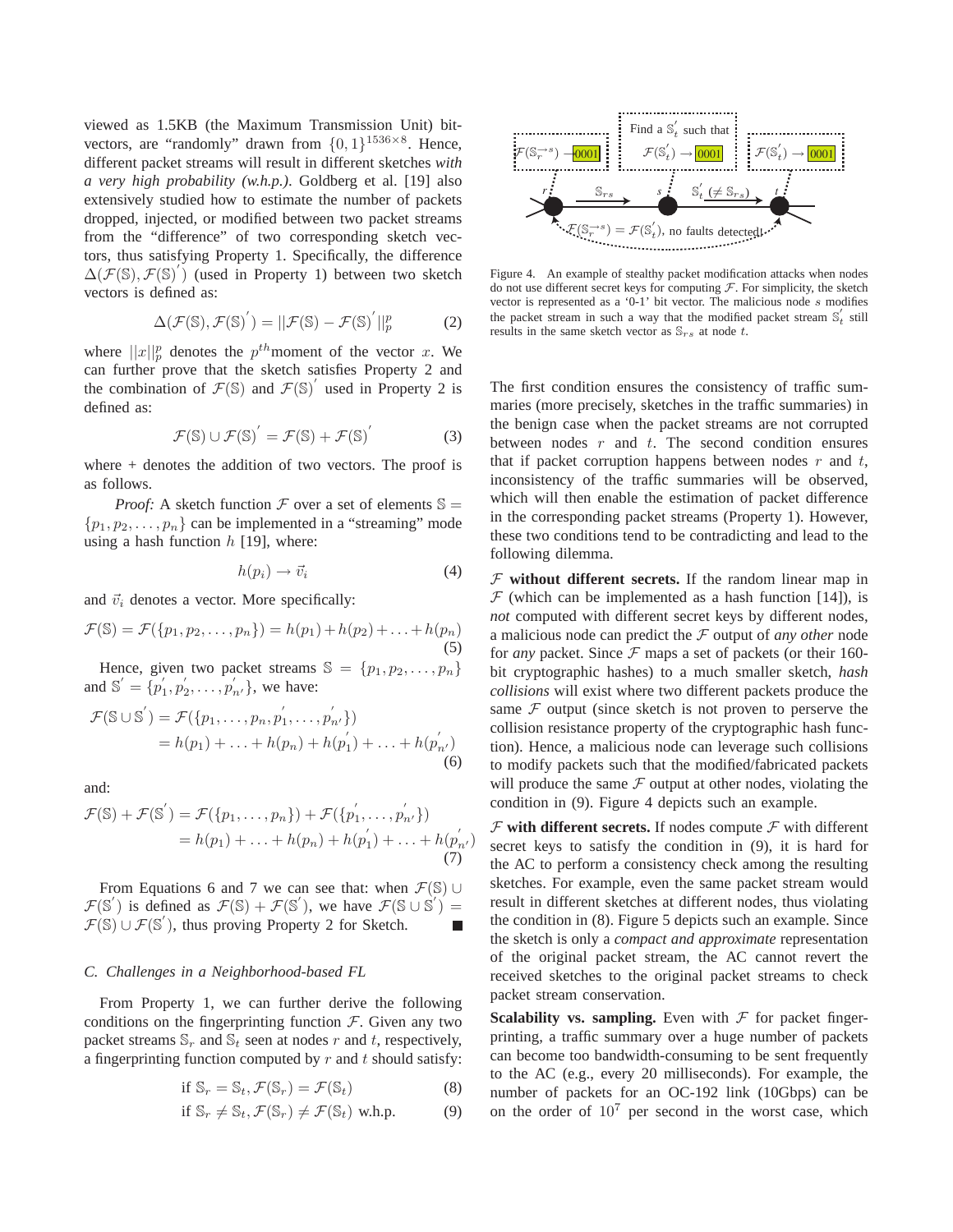viewed as 1.5KB (the Maximum Transmission Unit) bit-vectors, are "randomly" drawn from $\{0,1\}^{1536\times 8}$. Hence, different packet streams will result in different sketches *with a very high probability (w.h.p.)*. Goldberg et al. [19] also extensively studied how to estimate the number of packets dropped, injected, or modified between two packet streams from the "difference" of two corresponding sketch vectors, thus satisfying Property 1. Specifically, the difference $\Delta(\mathcal{F}(\mathbb{S}),\mathcal{F}(\mathbb{S})^{'})$ (used in Property 1) between two sketch vectors is defined as:

$$\Delta(\mathcal{F}(\mathbb{S}),\mathcal{F}(\mathbb{S})^{'}) = ||\mathcal{F}(\mathbb{S}) - \mathcal{F}(\mathbb{S})^{'}||_p^p \tag{2}$$

where $||x||_p^p$ denotes the $p^{th}$moment of the vector $x$. We can further prove that the sketch satisfies Property 2 and the combination of $\mathcal{F}(\mathbb{S})$ and $\mathcal{F}(\mathbb{S})^{'}$ used in Property 2 is defined as:

$$\mathcal{F}(\mathbb{S}) \cup \mathcal{F}(\mathbb{S})^{'} = \mathcal{F}(\mathbb{S}) + \mathcal{F}(\mathbb{S})^{'} \tag{3}$$

where + denotes the addition of two vectors. The proof is as follows.

*Proof:* A sketch function $\mathcal{F}$ over a set of elements $\mathbb{S} = \{p_1, p_2, \ldots, p_n\}$ can be implemented in a "streaming" mode using a hash function $h$ [19], where:

$$h(p_i) \rightarrow \vec{v}_i \tag{4}$$

and $\vec{v}_i$ denotes a vector. More specifically:

$$\mathcal{F}(\mathbb{S}) = \mathcal{F}(\{p_1, p_2, \ldots, p_n\}) = h(p_1) + h(p_2) + \ldots + h(p_n) \tag{5}$$

Hence, given two packet streams $\mathbb{S} = \{p_1, p_2, \ldots, p_n\}$ and $\mathbb{S}^{'} = \{p_1^{'}, p_2^{'}, \ldots, p_{n'}^{'}\}$, we have:

$$\begin{aligned}\mathcal{F}(\mathbb{S} \cup \mathbb{S}^{'}) &= \mathcal{F}(\{p_1, \ldots, p_n, p_1^{'}, \ldots, p_{n'}^{'}\}) \\ &= h(p_1) + \ldots + h(p_n) + h(p_1^{'}) + \ldots + h(p_{n'}^{'})\end{aligned} \tag{6}$$

and:

$$\begin{aligned}\mathcal{F}(\mathbb{S}) + \mathcal{F}(\mathbb{S}^{'}) &= \mathcal{F}(\{p_1, \ldots, p_n\}) + \mathcal{F}(\{p_1^{'}, \ldots, p_{n'}^{'}\}) \\ &= h(p_1) + \ldots + h(p_n) + h(p_1^{'}) + \ldots + h(p_{n'}^{'})\end{aligned} \tag{7}$$

From Equations 6 and 7 we can see that: when $\mathcal{F}(\mathbb{S}) \cup \mathcal{F}(\mathbb{S}^{'})$ is defined as $\mathcal{F}(\mathbb{S}) + \mathcal{F}(\mathbb{S}^{'})$, we have $\mathcal{F}(\mathbb{S} \cup \mathbb{S}^{'}) = \mathcal{F}(\mathbb{S}) \cup \mathcal{F}(\mathbb{S}^{'})$, thus proving Property 2 for Sketch. ■

### C. Challenges in a Neighborhood-based FL

From Property 1, we can further derive the following conditions on the fingerprinting function $\mathcal{F}$. Given any two packet streams $\mathbb{S}_r$ and $\mathbb{S}_t$ seen at nodes $r$ and $t$, respectively, a fingerprinting function computed by $r$ and $t$ should satisfy:

$$\text{if } \mathbb{S}_r = \mathbb{S}_t, \mathcal{F}(\mathbb{S}_r) = \mathcal{F}(\mathbb{S}_t) \tag{8}$$

$$\text{if } \mathbb{S}_r \neq \mathbb{S}_t, \mathcal{F}(\mathbb{S}_r) \neq \mathcal{F}(\mathbb{S}_t) \text{ w.h.p.} \tag{9}$$

Figure 4. An example of stealthy packet modification attacks when nodes do not use different secret keys for computing $\mathcal{F}$. For simplicity, the sketch vector is represented as a '0-1' bit vector. The malicious node $s$ modifies the packet stream in such a way that the modified packet stream $\mathbb{S}_t^{'}$ still results in the same sketch vector as $\mathbb{S}_{rs}$ at node $t$.

The first condition ensures the consistency of traffic summaries (more precisely, sketches in the traffic summaries) in the benign case when the packet streams are not corrupted between nodes $r$ and $t$. The second condition ensures that if packet corruption happens between nodes $r$ and $t$, inconsistency of the traffic summaries will be observed, which will then enable the estimation of packet difference in the corresponding packet streams (Property 1). However, these two conditions tend to be contradicting and lead to the following dilemma.

$\mathcal{F}$ **without different secrets.** If the random linear map in $\mathcal{F}$ (which can be implemented as a hash function [14]), is *not* computed with different secret keys by different nodes, a malicious node can predict the $\mathcal{F}$ output of *any other* node for *any* packet. Since $\mathcal{F}$ maps a set of packets (or their 160-bit cryptographic hashes) to a much smaller sketch, *hash collisions* will exist where two different packets produce the same $\mathcal{F}$ output (since sketch is not proven to perserve the collision resistance property of the cryptographic hash function). Hence, a malicious node can leverage such collisions to modify packets such that the modified/fabricated packets will produce the same $\mathcal{F}$ output at other nodes, violating the condition in (9). Figure 4 depicts such an example.

$\mathcal{F}$ **with different secrets.** If nodes compute $\mathcal{F}$ with different secret keys to satisfy the condition in (9), it is hard for the AC to perform a consistency check among the resulting sketches. For example, even the same packet stream would result in different sketches at different nodes, thus violating the condition in (8). Figure 5 depicts such an example. Since the sketch is only a *compact and approximate* representation of the original packet stream, the AC cannot revert the received sketches to the original packet streams to check packet stream conservation.

**Scalability vs. sampling.** Even with $\mathcal{F}$ for packet fingerprinting, a traffic summary over a huge number of packets can become too bandwidth-consuming to be sent frequently to the AC (e.g., every 20 milliseconds). For example, the number of packets for an OC-192 link (10Gbps) can be on the order of $10^7$ per second in the worst case, which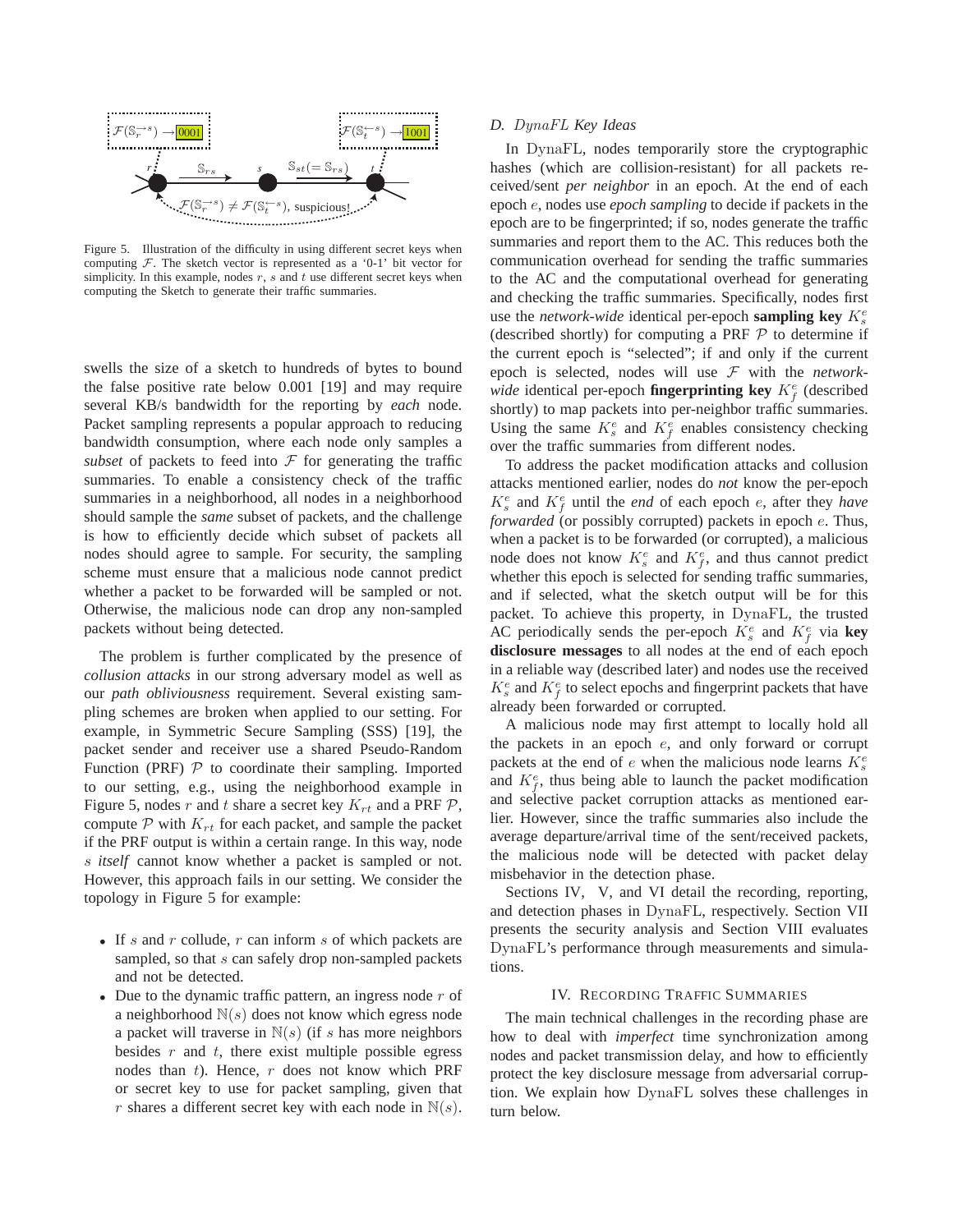Figure 5. Illustration of the difficulty in using different secret keys when computing $\mathcal{F}$. The sketch vector is represented as a '0-1' bit vector for simplicity. In this example, nodes $r$, $s$ and $t$ use different secret keys when computing the Sketch to generate their traffic summaries.

swells the size of a sketch to hundreds of bytes to bound the false positive rate below 0.001 [19] and may require several KB/s bandwidth for the reporting by *each* node. Packet sampling represents a popular approach to reducing bandwidth consumption, where each node only samples a *subset* of packets to feed into $\mathcal{F}$ for generating the traffic summaries. To enable a consistency check of the traffic summaries in a neighborhood, all nodes in a neighborhood should sample the *same* subset of packets, and the challenge is how to efficiently decide which subset of packets all nodes should agree to sample. For security, the sampling scheme must ensure that a malicious node cannot predict whether a packet to be forwarded will be sampled or not. Otherwise, the malicious node can drop any non-sampled packets without being detected.

The problem is further complicated by the presence of *collusion attacks* in our strong adversary model as well as our *path obliviousness* requirement. Several existing sampling schemes are broken when applied to our setting. For example, in Symmetric Secure Sampling (SSS) [19], the packet sender and receiver use a shared Pseudo-Random Function (PRF) $\mathcal{P}$ to coordinate their sampling. Imported to our setting, e.g., using the neighborhood example in Figure 5, nodes $r$ and $t$ share a secret key $K_{rt}$ and a PRF $\mathcal{P}$, compute $\mathcal{P}$ with $K_{rt}$ for each packet, and sample the packet if the PRF output is within a certain range. In this way, node $s$ *itself* cannot know whether a packet is sampled or not. However, this approach fails in our setting. We consider the topology in Figure 5 for example:

- If $s$ and $r$ collude, $r$ can inform $s$ of which packets are sampled, so that $s$ can safely drop non-sampled packets and not be detected.
- Due to the dynamic traffic pattern, an ingress node $r$ of a neighborhood $\mathbb{N}(s)$ does not know which egress node a packet will traverse in $\mathbb{N}(s)$ (if $s$ has more neighbors besides $r$ and $t$, there exist multiple possible egress nodes than $t$). Hence, $r$ does not know which PRF or secret key to use for packet sampling, given that $r$ shares a different secret key with each node in $\mathbb{N}(s)$.

### D. *DynaFL* Key Ideas

In DynaFL, nodes temporarily store the cryptographic hashes (which are collision-resistant) for all packets received/sent *per neighbor* in an epoch. At the end of each epoch $e$, nodes use *epoch sampling* to decide if packets in the epoch are to be fingerprinted; if so, nodes generate the traffic summaries and report them to the AC. This reduces both the communication overhead for sending the traffic summaries to the AC and the computational overhead for generating and checking the traffic summaries. Specifically, nodes first use the *network-wide* identical per-epoch **sampling key** $K_s^e$ (described shortly) for computing a PRF $\mathcal{P}$ to determine if the current epoch is "selected"; if and only if the current epoch is selected, nodes will use $\mathcal{F}$ with the *network-wide* identical per-epoch **fingerprinting key** $K_f^e$ (described shortly) to map packets into per-neighbor traffic summaries. Using the same $K_s^e$ and $K_f^e$ enables consistency checking over the traffic summaries from different nodes.

To address the packet modification attacks and collusion attacks mentioned earlier, nodes do *not* know the per-epoch $K_s^e$ and $K_f^e$ until the *end* of each epoch $e$, after they *have forwarded* (or possibly corrupted) packets in epoch $e$. Thus, when a packet is to be forwarded (or corrupted), a malicious node does not know $K_s^e$ and $K_f^e$, and thus cannot predict whether this epoch is selected for sending traffic summaries, and if selected, what the sketch output will be for this packet. To achieve this property, in DynaFL, the trusted AC periodically sends the per-epoch $K_s^e$ and $K_f^e$ via **key disclosure messages** to all nodes at the end of each epoch in a reliable way (described later) and nodes use the received $K_s^e$ and $K_f^e$ to select epochs and fingerprint packets that have already been forwarded or corrupted.

A malicious node may first attempt to locally hold all the packets in an epoch $e$, and only forward or corrupt packets at the end of $e$ when the malicious node learns $K_s^e$ and $K_f^e$, thus being able to launch the packet modification and selective packet corruption attacks as mentioned earlier. However, since the traffic summaries also include the average departure/arrival time of the sent/received packets, the malicious node will be detected with packet delay misbehavior in the detection phase.

Sections IV, V, and VI detail the recording, reporting, and detection phases in DynaFL, respectively. Section VII presents the security analysis and Section VIII evaluates DynaFL's performance through measurements and simulations.

## IV. Recording Traffic Summaries

The main technical challenges in the recording phase are how to deal with *imperfect* time synchronization among nodes and packet transmission delay, and how to efficiently protect the key disclosure message from adversarial corruption. We explain how DynaFL solves these challenges in turn below.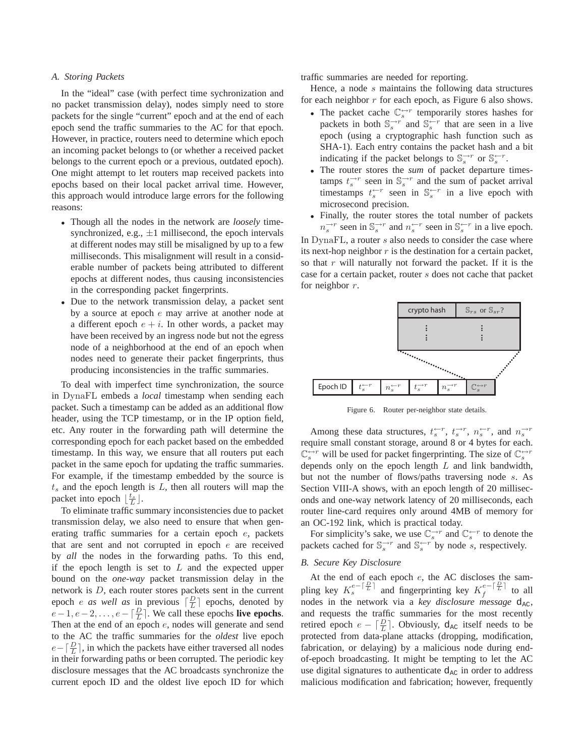### A. Storing Packets

In the "ideal" case (with perfect time sychronization and no packet transmission delay), nodes simply need to store packets for the single "current" epoch and at the end of each epoch send the traffic summaries to the AC for that epoch. However, in practice, routers need to determine which epoch an incoming packet belongs to (or whether a received packet belongs to the current epoch or a previous, outdated epoch). One might attempt to let routers map received packets into epochs based on their local packet arrival time. However, this approach would introduce large errors for the following reasons:

- Though all the nodes in the network are *loosely* time-synchronized, e.g., $\pm 1$ millisecond, the epoch intervals at different nodes may still be misaligned by up to a few milliseconds. This misalignment will result in a considerable number of packets being attributed to different epochs at different nodes, thus causing inconsistencies in the corresponding packet fingerprints.
- Due to the network transmission delay, a packet sent by a source at epoch $e$ may arrive at another node at a different epoch $e+i$. In other words, a packet may have been received by an ingress node but not the egress node of a neighborhood at the end of an epoch when nodes need to generate their packet fingerprints, thus producing inconsistencies in the traffic summaries.

To deal with imperfect time synchronization, the source in $\mathrm{DynaFL}$ embeds a *local* timestamp when sending each packet. Such a timestamp can be added as an additional flow header, using the TCP timestamp, or in the IP option field, etc. Any router in the forwarding path will determine the corresponding epoch for each packet based on the embedded timestamp. In this way, we ensure that all routers put each packet in the same epoch for updating the traffic summaries. For example, if the timestamp embedded by the source is $t_s$ and the epoch length is $L$, then all routers will map the packet into epoch $\lfloor \frac{t_s}{L} \rfloor$.

To eliminate traffic summary inconsistencies due to packet transmission delay, we also need to ensure that when generating traffic summaries for a certain epoch $e$, packets that are sent and not corrupted in epoch $e$ are received by *all* the nodes in the forwarding paths. To this end, if the epoch length is set to $L$ and the expected upper bound on the *one-way* packet transmission delay in the network is $D$, each router stores packets sent in the current epoch $e$ *as well as* in previous $\lceil \frac{D}{L} \rceil$ epochs, denoted by $e-1, e-2, \ldots, e-\lceil \frac{D}{L} \rceil$. We call these epochs **live epochs**. Then at the end of an epoch $e$, nodes will generate and send to the AC the traffic summaries for the *oldest* live epoch $e-\lceil \frac{D}{L} \rceil$, in which the packets have either traversed all nodes in their forwarding paths or been corrupted. The periodic key disclosure messages that the AC broadcasts synchronize the current epoch ID and the oldest live epoch ID for which traffic summaries are needed for reporting.

Hence, a node $s$ maintains the following data structures for each neighbor $r$ for each epoch, as Figure 6 also shows.

- The packet cache $\mathbb{C}_s^{\leftrightarrow r}$ temporarily stores hashes for packets in both $\mathbb{S}_s^{\rightarrow r}$ and $\mathbb{S}_s^{\leftarrow r}$ that are seen in a live epoch (using a cryptographic hash function such as SHA-1). Each entry contains the packet hash and a bit indicating if the packet belongs to $\mathbb{S}_s^{\rightarrow r}$ or $\mathbb{S}_s^{\leftarrow r}$.
- The router stores the *sum* of packet departure timestamps $t_s^{\rightarrow r}$ seen in $\mathbb{S}_s^{\rightarrow r}$ and the sum of packet arrival timestamps $t_s^{\leftarrow r}$ seen in $\mathbb{S}_s^{\leftarrow r}$ in a live epoch with microsecond precision.
- Finally, the router stores the total number of packets $n_s^{\rightarrow r}$ seen in $\mathbb{S}_s^{\rightarrow r}$ and $n_s^{\leftarrow r}$ seen in $\mathbb{S}_s^{\leftarrow r}$ in a live epoch.

In $\mathrm{DynaFL}$, a router $s$ also needs to consider the case where its next-hop neighbor $r$ is the destination for a certain packet, so that $r$ will naturally not forward the packet. If it is the case for a certain packet, router $s$ does not cache that packet for neighbor $r$.

| crypto hash | $\mathbb{S}_{rs}$ or $\mathbb{S}_{sr}$? |
|---|---|
| ⋮ | ⋮ |

| Epoch ID | $t_s^{\leftarrow r}$ | $n_s^{\leftarrow r}$ | $t_s^{\rightarrow r}$ | $n_s^{\rightarrow r}$ | $\mathbb{C}_s^{\leftrightarrow r}$ |
|---|---|---|---|---|---|

Figure 6. Router per-neighbor state details.

Among these data structures, $t_s^{\leftarrow r}$, $t_s^{\rightarrow r}$, $n_s^{\leftarrow r}$, and $n_s^{\rightarrow r}$ require small constant storage, around 8 or 4 bytes for each. $\mathbb{C}_s^{\leftrightarrow r}$ will be used for packet fingerprinting. The size of $\mathbb{C}_s^{\leftrightarrow r}$ depends only on the epoch length $L$ and link bandwidth, but not the number of flows/paths traversing node $s$. As Section VIII-A shows, with an epoch length of 20 milliseconds and one-way network latency of 20 milliseconds, each router line-card requires only around 4MB of memory for an OC-192 link, which is practical today.

For simplicity's sake, we use $\mathbb{C}_s^{\rightarrow r}$ and $\mathbb{C}_s^{\leftarrow r}$ to denote the packets cached for $\mathbb{S}_s^{\rightarrow r}$ and $\mathbb{S}_s^{\leftarrow r}$ by node $s$, respectively.

### B. Secure Key Disclosure

At the end of each epoch $e$, the AC discloses the sampling key $K_s^{e-\lceil \frac{D}{L} \rceil}$ and fingerprinting key $K_f^{e-\lceil \frac{D}{L} \rceil}$ to all nodes in the network via a *key disclosure message* $\mathsf{d}_{\mathsf{AC}}$, and requests the traffic summaries for the most recently retired epoch $e - \lceil \frac{D}{L} \rceil$. Obviously, $\mathsf{d}_{\mathsf{AC}}$ itself needs to be protected from data-plane attacks (dropping, modification, fabrication, or delaying) by a malicious node during end-of-epoch broadcasting. It might be tempting to let the AC use digital signatures to authenticate $\mathsf{d}_{\mathsf{AC}}$ in order to address malicious modification and fabrication; however, frequently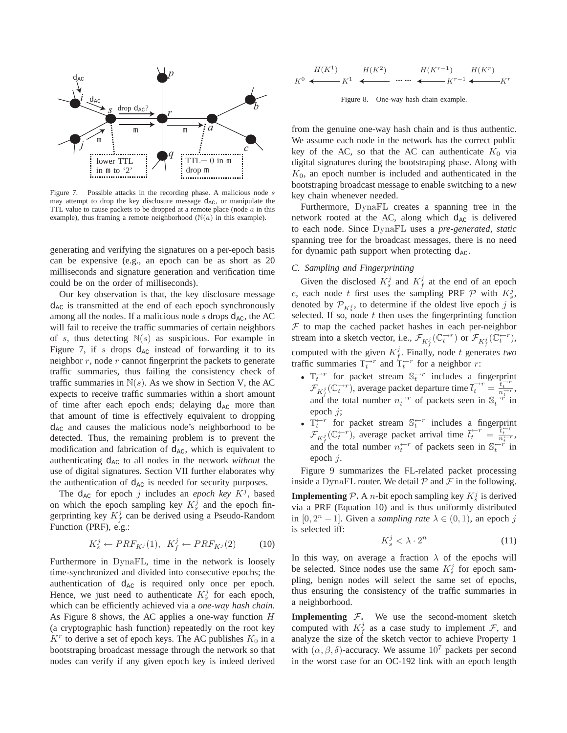Figure 7. Possible attacks in the recording phase. A malicious node $s$ may attempt to drop the key disclosure message $\mathsf{d}_{\mathsf{AC}}$, or manipulate the TTL value to cause packets to be dropped at a remote place (node $a$ in this example), thus framing a remote neighborhood ($\mathbb{N}(a)$ in this example).

generating and verifying the signatures on a per-epoch basis can be expensive (e.g., an epoch can be as short as 20 milliseconds and signature generation and verification time could be on the order of milliseconds).

Our key observation is that, the key disclosure message $\mathsf{d}_{\mathsf{AC}}$ is transmitted at the end of each epoch synchronously among all the nodes. If a malicious node $s$ drops $\mathsf{d}_{\mathsf{AC}}$, the AC will fail to receive the traffic summaries of certain neighbors of $s$, thus detecting $\mathbb{N}(s)$ as suspicious. For example in Figure 7, if $s$ drops $\mathsf{d}_{\mathsf{AC}}$ instead of forwarding it to its neighbor $r$, node $r$ cannot fingerprint the packets to generate traffic summaries, thus failing the consistency check of traffic summaries in $\mathbb{N}(s)$. As we show in Section V, the AC expects to receive traffic summaries within a short amount of time after each epoch ends; delaying $\mathsf{d}_{\mathsf{AC}}$ more than that amount of time is effectively equivalent to dropping $\mathsf{d}_{\mathsf{AC}}$ and causes the malicious node's neighborhood to be detected. Thus, the remaining problem is to prevent the modification and fabrication of $\mathsf{d}_{\mathsf{AC}}$, which is equivalent to authenticating $\mathsf{d}_{\mathsf{AC}}$ to all nodes in the network *without* the use of digital signatures. Section VII further elaborates why the authentication of $\mathsf{d}_{\mathsf{AC}}$ is needed for security purposes.

The $\mathsf{d}_{\mathsf{AC}}$ for epoch $j$ includes an *epoch key* $K^j$, based on which the epoch sampling key $K_s^j$ and the epoch fingerprinting key $K_f^j$ can be derived using a Pseudo-Random Function (PRF), e.g.:

$$K_s^j \leftarrow PRF_{K^j}(1), \;\; K_f^j \leftarrow PRF_{K^j}(2) \tag{10}$$

Furthermore in DynaFL, time in the network is loosely time-synchronized and divided into consecutive epochs; the authentication of $\mathsf{d}_{\mathsf{AC}}$ is required only once per epoch. Hence, we just need to authenticate $K_s^j$ for each epoch, which can be efficiently achieved via a *one-way hash chain*. As Figure 8 shows, the AC applies a one-way function $H$ (a cryptographic hash function) repeatedly on the root key $K^r$ to derive a set of epoch keys. The AC publishes $K_0$ in a bootstraping broadcast message through the network so that nodes can verify if any given epoch key is indeed derived

Figure 8. One-way hash chain example.

from the genuine one-way hash chain and is thus authentic. We assume each node in the network has the correct public key of the AC, so that the AC can authenticate $K_0$ via digital signatures during the bootstraping phase. Along with $K_0$, an epoch number is included and authenticated in the bootstraping broadcast message to enable switching to a new key chain whenever needed.

Furthermore, DynaFL creates a spanning tree in the network rooted at the AC, along which $\mathsf{d}_{\mathsf{AC}}$ is delivered to each node. Since DynaFL uses a *pre-generated, static* spanning tree for the broadcast messages, there is no need for dynamic path support when protecting $\mathsf{d}_{\mathsf{AC}}$.

### C. Sampling and Fingerprinting

Given the disclosed $K_s^j$ and $K_f^j$ at the end of an epoch $e$, each node $t$ first uses the sampling PRF $\mathcal{P}$ with $K_s^j$, denoted by $\mathcal{P}_{K_s^j}$, to determine if the oldest live epoch $j$ is selected. If so, node $t$ then uses the fingerprinting function $\mathcal{F}$ to map the cached packet hashes in each per-neighbor stream into a sketch vector, i.e., $\mathcal{F}_{K_f^j}(\mathbb{C}_t^{\rightarrow r})$ or $\mathcal{F}_{K_f^j}(\mathbb{C}_t^{\leftarrow r})$, computed with the given $K_f^j$. Finally, node $t$ generates *two* traffic summaries $\mathrm{T}_t^{\rightarrow r}$ and $\mathrm{T}_t^{\leftarrow r}$ for a neighbor $r$:

- $\mathrm{T}_t^{\rightarrow r}$ for packet stream $\mathbb{S}_t^{\rightarrow r}$ includes a fingerprint $\mathcal{F}_{K_f^j}(\mathbb{C}_t^{\rightarrow r})$, average packet departure time $\overline{t}_t^{\rightarrow r} = \frac{t_t^{\rightarrow r}}{n_t^{\rightarrow r}}$, and the total number $n_t^{\rightarrow r}$ of packets seen in $\mathbb{S}_t^{\rightarrow r}$ in epoch $j$;
- $\mathrm{T}_t^{\leftarrow r}$ for packet stream $\mathbb{S}_t^{\leftarrow r}$ includes a fingerprint $\mathcal{F}_{K_f^j}(\mathbb{C}_t^{\leftarrow r})$, average packet arrival time $\overline{t}_t^{\leftarrow r} = \frac{t_t^{\leftarrow r}}{n_t^{\leftarrow r}}$, and the total number $n_t^{\leftarrow r}$ of packets seen in $\mathbb{S}_t^{\leftarrow r}$ in epoch $j$.

Figure 9 summarizes the FL-related packet processing inside a DynaFL router. We detail $\mathcal{P}$ and $\mathcal{F}$ in the following.

**Implementing $\mathcal{P}$.** A $n$-bit epoch sampling key $K_s^j$ is derived via a PRF (Equation 10) and is thus uniformly distributed in $[0, 2^n - 1]$. Given a *sampling rate* $\lambda \in (0, 1)$, an epoch $j$ is selected iff:

$$K_s^j < \lambda \cdot 2^n \tag{11}$$

In this way, on average a fraction $\lambda$ of the epochs will be selected. Since nodes use the same $K_s^j$ for epoch sampling, benign nodes will select the same set of epochs, thus ensuring the consistency of the traffic summaries in a neighborhood.

**Implementing $\mathcal{F}$.** We use the second-moment sketch computed with $K_f^j$ as a case study to implement $\mathcal{F}$, and analyze the size of the sketch vector to achieve Property 1 with $(\alpha, \beta, \delta)$-accuracy. We assume $10^7$ packets per second in the worst case for an OC-192 link with an epoch length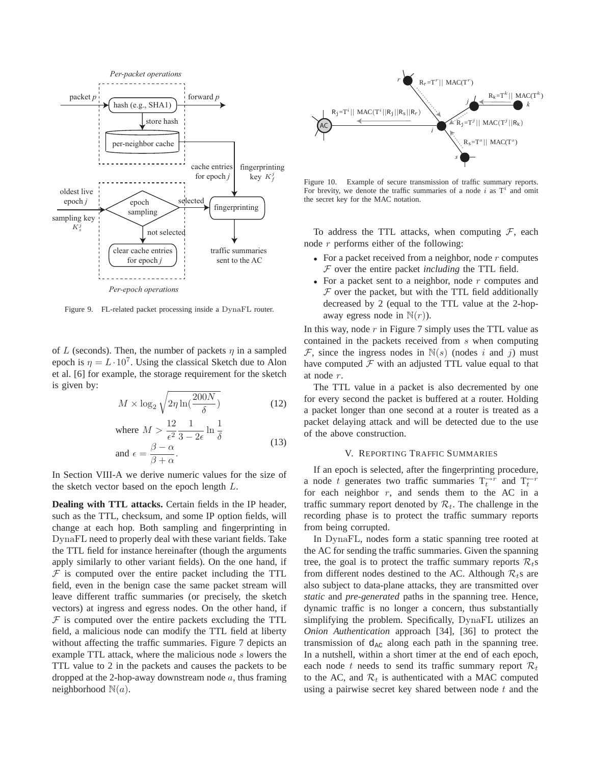Figure 9. FL-related packet processing inside a DynaFL router.

of $L$ (seconds). Then, the number of packets $\eta$ in a sampled epoch is $\eta = L \cdot 10^7$. Using the classical Sketch due to Alon et al. [6] for example, the storage requirement for the sketch is given by:

$$M \times \log_2 \sqrt{2\eta \ln(\frac{200N}{\delta})} \tag{12}$$

$$\text{where } M > \frac{12}{\epsilon^2} \frac{1}{3 - 2\epsilon} \ln \frac{1}{\delta}$$
$$\text{and } \epsilon = \frac{\beta - \alpha}{\beta + \alpha}. \tag{13}$$

In Section VIII-A we derive numeric values for the size of the sketch vector based on the epoch length $L$.

**Dealing with TTL attacks.** Certain fields in the IP header, such as the TTL, checksum, and some IP option fields, will change at each hop. Both sampling and fingerprinting in DynaFL need to properly deal with these variant fields. Take the TTL field for instance hereinafter (though the arguments apply similarly to other variant fields). On the one hand, if $\mathcal{F}$ is computed over the entire packet including the TTL field, even in the benign case the same packet stream will leave different traffic summaries (or precisely, the sketch vectors) at ingress and egress nodes. On the other hand, if $\mathcal{F}$ is computed over the entire packets excluding the TTL field, a malicious node can modify the TTL field at liberty without affecting the traffic summaries. Figure 7 depicts an example TTL attack, where the malicious node $s$ lowers the TTL value to 2 in the packets and causes the packets to be dropped at the 2-hop-away downstream node $a$, thus framing neighborhood $\mathbb{N}(a)$.

Figure 10. Example of secure transmission of traffic summary reports. For brevity, we denote the traffic summaries of a node $i$ as $\mathrm{T}^i$ and omit the secret key for the MAC notation.

To address the TTL attacks, when computing $\mathcal{F}$, each node $r$ performs either of the following:

- For a packet received from a neighbor, node $r$ computes $\mathcal{F}$ over the entire packet *including* the TTL field.
- For a packet sent to a neighbor, node $r$ computes and $\mathcal{F}$ over the packet, but with the TTL field additionally decreased by 2 (equal to the TTL value at the 2-hop-away egress node in $\mathbb{N}(r)$).

In this way, node $r$ in Figure 7 simply uses the TTL value as contained in the packets received from $s$ when computing $\mathcal{F}$, since the ingress nodes in $\mathbb{N}(s)$ (nodes $i$ and $j$) must have computed $\mathcal{F}$ with an adjusted TTL value equal to that at node $r$.

The TTL value in a packet is also decremented by one for every second the packet is buffered at a router. Holding a packet longer than one second at a router is treated as a packet delaying attack and will be detected due to the use of the above construction.

## V. Reporting Traffic Summaries

If an epoch is selected, after the fingerprinting procedure, a node $t$ generates two traffic summaries $\mathrm{T}_t^{\rightarrow r}$ and $\mathrm{T}_t^{\leftarrow r}$ for each neighbor $r$, and sends them to the AC in a traffic summary report denoted by $\mathcal{R}_t$. The challenge in the recording phase is to protect the traffic summary reports from being corrupted.

In DynaFL, nodes form a static spanning tree rooted at the AC for sending the traffic summaries. Given the spanning tree, the goal is to protect the traffic summary reports $\mathcal{R}_t$s from different nodes destined to the AC. Although $\mathcal{R}_t$s are also subject to data-plane attacks, they are transmitted over *static* and *pre-generated* paths in the spanning tree. Hence, dynamic traffic is no longer a concern, thus substantially simplifying the problem. Specifically, DynaFL utilizes an *Onion Authentication* approach [34], [36] to protect the transmission of $\mathsf{d}_{\mathsf{AC}}$ along each path in the spanning tree. In a nutshell, within a short timer at the end of each epoch, each node $t$ needs to send its traffic summary report $\mathcal{R}_t$ to the AC, and $\mathcal{R}_t$ is authenticated with a MAC computed using a pairwise secret key shared between node $t$ and the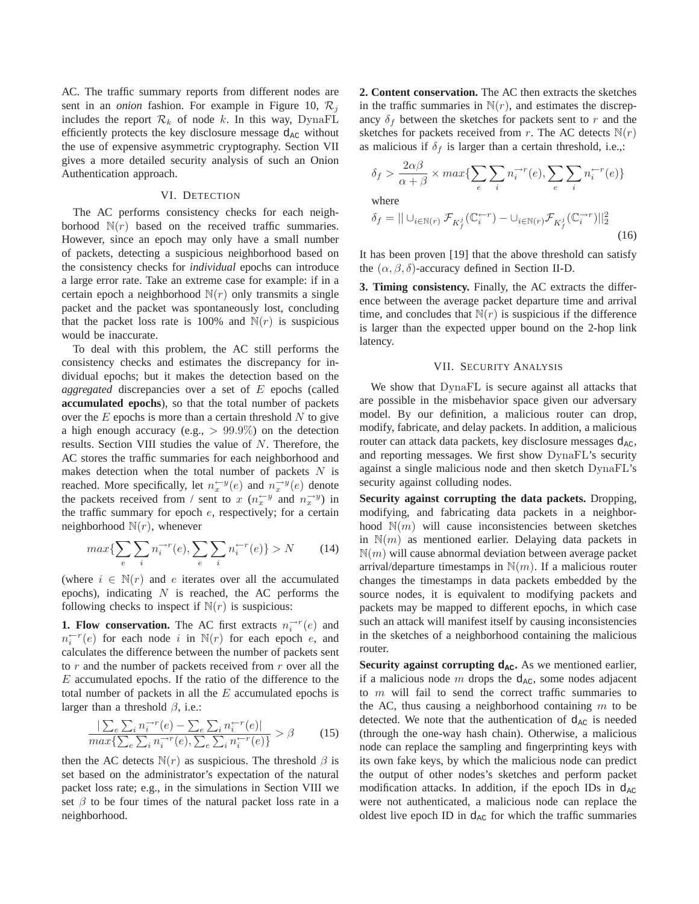AC. The traffic summary reports from different nodes are sent in an *onion* fashion. For example in Figure 10, $\mathcal{R}_j$ includes the report $\mathcal{R}_k$ of node $k$. In this way, DynaFL efficiently protects the key disclosure message $\mathsf{d}_{\mathsf{AC}}$ without the use of expensive asymmetric cryptography. Section VII gives a more detailed security analysis of such an Onion Authentication approach.

## VI. Detection

The AC performs consistency checks for each neighborhood $\mathbb{N}(r)$ based on the received traffic summaries. However, since an epoch may only have a small number of packets, detecting a suspicious neighborhood based on the consistency checks for *individual* epochs can introduce a large error rate. Take an extreme case for example: if in a certain epoch a neighborhood $\mathbb{N}(r)$ only transmits a single packet and the packet was spontaneously lost, concluding that the packet loss rate is 100% and $\mathbb{N}(r)$ is suspicious would be inaccurate.

To deal with this problem, the AC still performs the consistency checks and estimates the discrepancy for individual epochs; but it makes the detection based on the *aggregated* discrepancies over a set of $E$ epochs (called **accumulated epochs**), so that the total number of packets over the $E$ epochs is more than a certain threshold $N$ to give a high enough accuracy (e.g., $> 99.9\%$) on the detection results. Section VIII studies the value of $N$. Therefore, the AC stores the traffic summaries for each neighborhood and makes detection when the total number of packets $N$ is reached. More specifically, let $n_x^{\leftarrow y}(e)$ and $n_x^{\rightarrow y}(e)$ denote the packets received from / sent to $x$ ($n_x^{\leftarrow y}$ and $n_x^{\rightarrow y}$) in the traffic summary for epoch $e$, respectively; for a certain neighborhood $\mathbb{N}(r)$, whenever

$$max\{\sum_e \sum_i n_i^{\rightarrow r}(e), \sum_e \sum_i n_i^{\leftarrow r}(e)\} > N \tag{14}$$

(where $i \in \mathbb{N}(r)$ and $e$ iterates over all the accumulated epochs), indicating $N$ is reached, the AC performs the following checks to inspect if $\mathbb{N}(r)$ is suspicious:

**1. Flow conservation.** The AC first extracts $n_i^{\rightarrow r}(e)$ and $n_i^{\leftarrow r}(e)$ for each node $i$ in $\mathbb{N}(r)$ for each epoch $e$, and calculates the difference between the number of packets sent to $r$ and the number of packets received from $r$ over all the $E$ accumulated epochs. If the ratio of the difference to the total number of packets in all the $E$ accumulated epochs is larger than a threshold $\beta$, i.e.:

$$\frac{|\sum_e \sum_i n_i^{\rightarrow r}(e) - \sum_e \sum_i n_i^{\leftarrow r}(e)|}{max\{\sum_e \sum_i n_i^{\rightarrow r}(e), \sum_e \sum_i n_i^{\leftarrow r}(e)\}} > \beta \tag{15}$$

then the AC detects $\mathbb{N}(r)$ as suspicious. The threshold $\beta$ is set based on the administrator's expectation of the natural packet loss rate; e.g., in the simulations in Section VIII we set $\beta$ to be four times of the natural packet loss rate in a neighborhood.

**2. Content conservation.** The AC then extracts the sketches in the traffic summaries in $\mathbb{N}(r)$, and estimates the discrepancy $\delta_f$ between the sketches for packets sent to $r$ and the sketches for packets received from $r$. The AC detects $\mathbb{N}(r)$ as malicious if $\delta_f$ is larger than a certain threshold, i.e.,:

$$\delta_f > \frac{2\alpha\beta}{\alpha+\beta} \times max\{\sum_e \sum_i n_i^{\rightarrow r}(e), \sum_e \sum_i n_i^{\leftarrow r}(e)\}$$

where

$$\delta_f = || \cup_{i\in\mathbb{N}(r)} \mathcal{F}_{K_f^j}(\mathbb{C}_i^{\leftarrow r}) - \cup_{i\in\mathbb{N}(r)} \mathcal{F}_{K_f^j}(\mathbb{C}_i^{\rightarrow r})||_2^2 \tag{16}$$

It has been proven [19] that the above threshold can satisfy the $(\alpha, \beta, \delta)$-accuracy defined in Section II-D.

**3. Timing consistency.** Finally, the AC extracts the difference between the average packet departure time and arrival time, and concludes that $\mathbb{N}(r)$ is suspicious if the difference is larger than the expected upper bound on the 2-hop link latency.

## VII. Security Analysis

We show that DynaFL is secure against all attacks that are possible in the misbehavior space given our adversary model. By our definition, a malicious router can drop, modify, fabricate, and delay packets. In addition, a malicious router can attack data packets, key disclosure messages $\mathsf{d}_{\mathsf{AC}}$, and reporting messages. We first show DynaFL's security against a single malicious node and then sketch DynaFL's security against colluding nodes.

**Security against corrupting the data packets.** Dropping, modifying, and fabricating data packets in a neighborhood $\mathbb{N}(m)$ will cause inconsistencies between sketches in $\mathbb{N}(m)$ as mentioned earlier. Delaying data packets in $\mathbb{N}(m)$ will cause abnormal deviation between average packet arrival/departure timestamps in $\mathbb{N}(m)$. If a malicious router changes the timestamps in data packets embedded by the source nodes, it is equivalent to modifying packets and packets may be mapped to different epochs, in which case such an attack will manifest itself by causing inconsistencies in the sketches of a neighborhood containing the malicious router.

**Security against corrupting $\mathsf{d}_{\mathsf{AC}}$.** As we mentioned earlier, if a malicious node $m$ drops the $\mathsf{d}_{\mathsf{AC}}$, some nodes adjacent to $m$ will fail to send the correct traffic summaries to the AC, thus causing a neighborhood containing $m$ to be detected. We note that the authentication of $\mathsf{d}_{\mathsf{AC}}$ is needed (through the one-way hash chain). Otherwise, a malicious node can replace the sampling and fingerprinting keys with its own fake keys, by which the malicious node can predict the output of other nodes's sketches and perform packet modification attacks. In addition, if the epoch IDs in $\mathsf{d}_{\mathsf{AC}}$ were not authenticated, a malicious node can replace the oldest live epoch ID in $\mathsf{d}_{\mathsf{AC}}$ for which the traffic summaries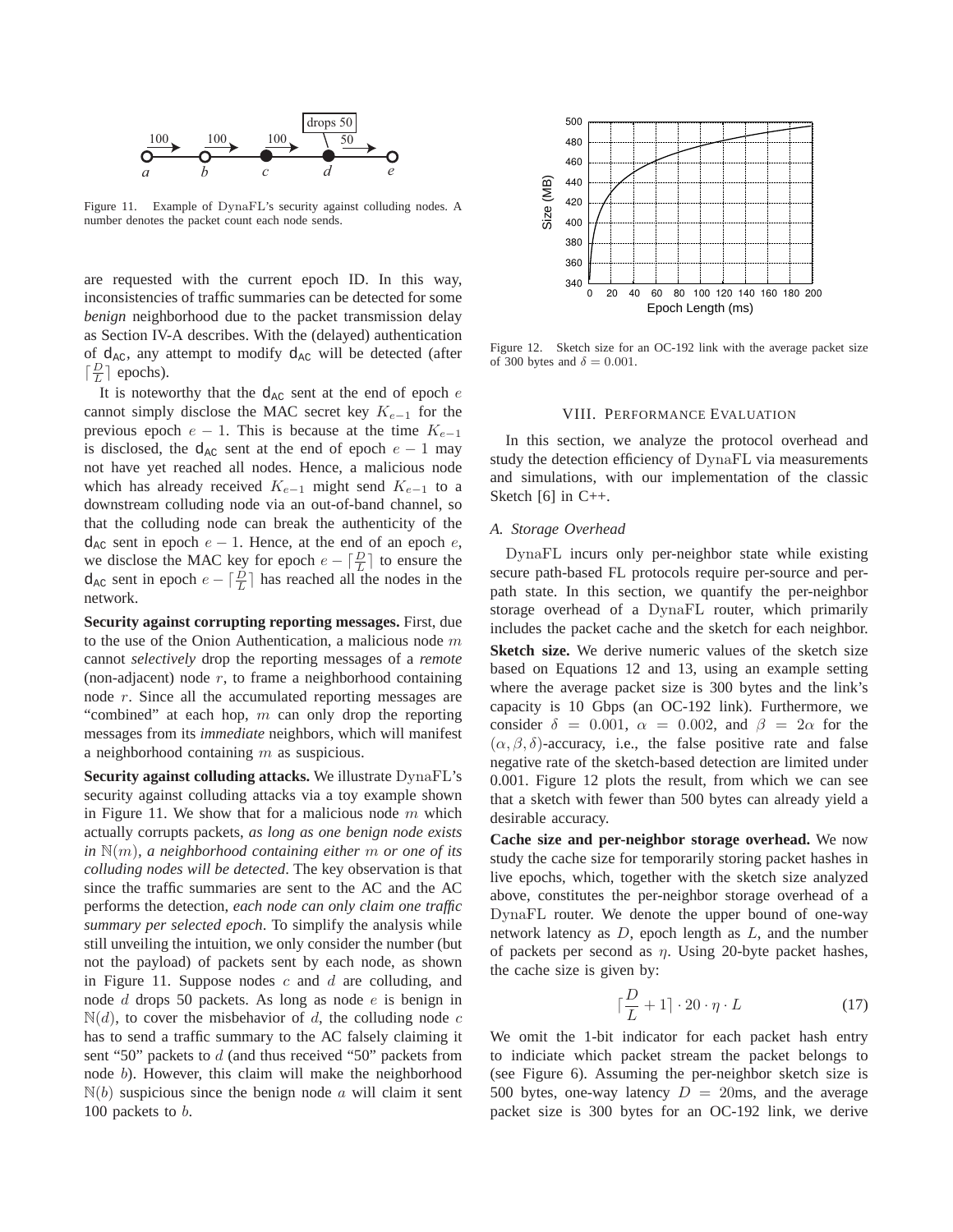Figure 11. Example of DynaFL's security against colluding nodes. A number denotes the packet count each node sends.

are requested with the current epoch ID. In this way, inconsistencies of traffic summaries can be detected for some *benign* neighborhood due to the packet transmission delay as Section IV-A describes. With the (delayed) authentication of $d_{AC}$, any attempt to modify $d_{AC}$ will be detected (after $\lceil \frac{D}{L} \rceil$ epochs).

It is noteworthy that the $d_{AC}$ sent at the end of epoch $e$ cannot simply disclose the MAC secret key $K_{e-1}$ for the previous epoch $e-1$. This is because at the time $K_{e-1}$ is disclosed, the $d_{AC}$ sent at the end of epoch $e-1$ may not have yet reached all nodes. Hence, a malicious node which has already received $K_{e-1}$ might send $K_{e-1}$ to a downstream colluding node via an out-of-band channel, so that the colluding node can break the authenticity of the $d_{AC}$ sent in epoch $e-1$. Hence, at the end of an epoch $e$, we disclose the MAC key for epoch $e - \lceil \frac{D}{L} \rceil$ to ensure the $d_{AC}$ sent in epoch $e - \lceil \frac{D}{L} \rceil$ has reached all the nodes in the network.

**Security against corrupting reporting messages.** First, due to the use of the Onion Authentication, a malicious node $m$ cannot *selectively* drop the reporting messages of a *remote* (non-adjacent) node $r$, to frame a neighborhood containing node $r$. Since all the accumulated reporting messages are "combined" at each hop, $m$ can only drop the reporting messages from its *immediate* neighbors, which will manifest a neighborhood containing $m$ as suspicious.

**Security against colluding attacks.** We illustrate DynaFL's security against colluding attacks via a toy example shown in Figure 11. We show that for a malicious node $m$ which actually corrupts packets, *as long as one benign node exists in $\mathbb{N}(m)$, a neighborhood containing either $m$ or one of its colluding nodes will be detected*. The key observation is that since the traffic summaries are sent to the AC and the AC performs the detection, *each node can only claim one traffic summary per selected epoch*. To simplify the analysis while still unveiling the intuition, we only consider the number (but not the payload) of packets sent by each node, as shown in Figure 11. Suppose nodes $c$ and $d$ are colluding, and node $d$ drops 50 packets. As long as node $e$ is benign in $\mathbb{N}(d)$, to cover the misbehavior of $d$, the colluding node $c$ has to send a traffic summary to the AC falsely claiming it sent "50" packets to $d$ (and thus received "50" packets from node $b$). However, this claim will make the neighborhood $\mathbb{N}(b)$ suspicious since the benign node $a$ will claim it sent 100 packets to $b$.

Figure 12. Sketch size for an OC-192 link with the average packet size of 300 bytes and $\delta = 0.001$.

## VIII. Performance Evaluation

In this section, we analyze the protocol overhead and study the detection efficiency of DynaFL via measurements and simulations, with our implementation of the classic Sketch [6] in C++.

### A. Storage Overhead

DynaFL incurs only per-neighbor state while existing secure path-based FL protocols require per-source and per-path state. In this section, we quantify the per-neighbor storage overhead of a DynaFL router, which primarily includes the packet cache and the sketch for each neighbor.

**Sketch size.** We derive numeric values of the sketch size based on Equations 12 and 13, using an example setting where the average packet size is 300 bytes and the link's capacity is 10 Gbps (an OC-192 link). Furthermore, we consider $\delta = 0.001$, $\alpha = 0.002$, and $\beta = 2\alpha$ for the $(\alpha, \beta, \delta)$-accuracy, i.e., the false positive rate and false negative rate of the sketch-based detection are limited under 0.001. Figure 12 plots the result, from which we can see that a sketch with fewer than 500 bytes can already yield a desirable accuracy.

**Cache size and per-neighbor storage overhead.** We now study the cache size for temporarily storing packet hashes in live epochs, which, together with the sketch size analyzed above, constitutes the per-neighbor storage overhead of a DynaFL router. We denote the upper bound of one-way network latency as $D$, epoch length as $L$, and the number of packets per second as $\eta$. Using 20-byte packet hashes, the cache size is given by:

$$\lceil \frac{D}{L} + 1 \rceil \cdot 20 \cdot \eta \cdot L \tag{17}$$

We omit the 1-bit indicator for each packet hash entry to indiciate which packet stream the packet belongs to (see Figure 6). Assuming the per-neighbor sketch size is 500 bytes, one-way latency $D = 20$ms, and the average packet size is 300 bytes for an OC-192 link, we derive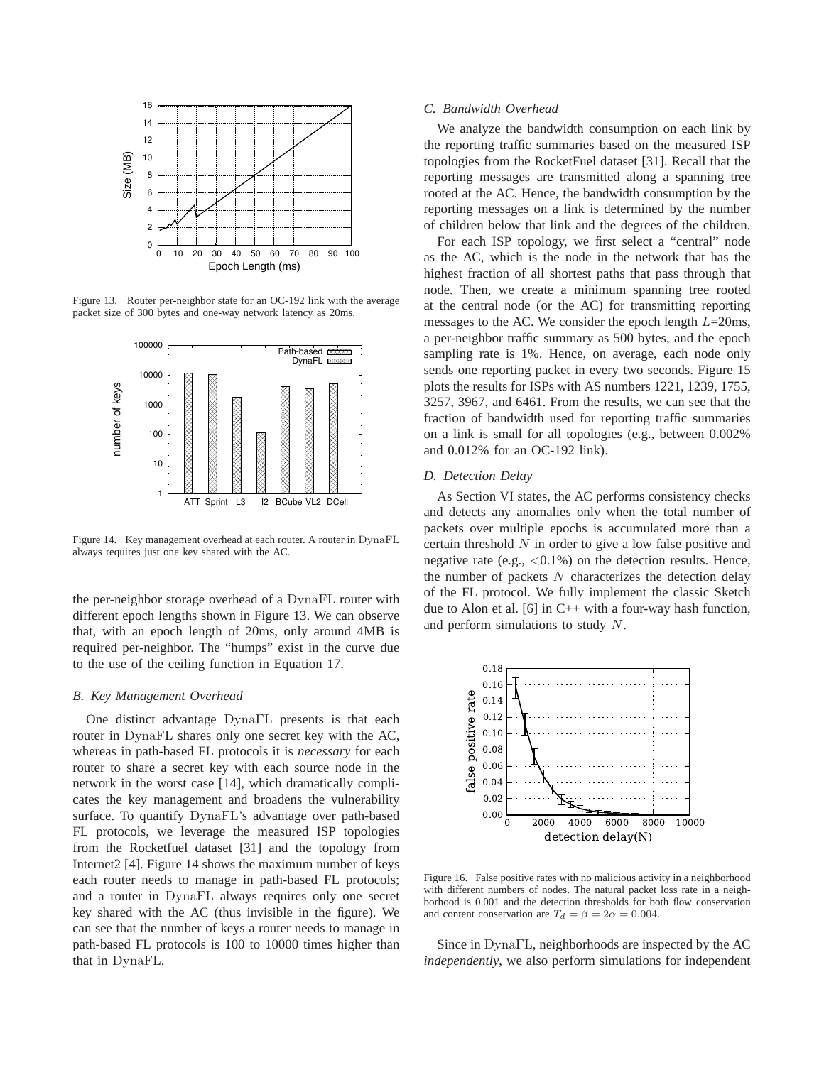Figure 13. Router per-neighbor state for an OC-192 link with the average packet size of 300 bytes and one-way network latency as 20ms.

Figure 14. Key management overhead at each router. A router in DynaFL always requires just one key shared with the AC.

the per-neighbor storage overhead of a DynaFL router with different epoch lengths shown in Figure 13. We can observe that, with an epoch length of 20ms, only around 4MB is required per-neighbor. The "humps" exist in the curve due to the use of the ceiling function in Equation 17.

### *B. Key Management Overhead*

One distinct advantage DynaFL presents is that each router in DynaFL shares only one secret key with the AC, whereas in path-based FL protocols it is *necessary* for each router to share a secret key with each source node in the network in the worst case [14], which dramatically complicates the key management and broadens the vulnerability surface. To quantify DynaFL's advantage over path-based FL protocols, we leverage the measured ISP topologies from the Rocketfuel dataset [31] and the topology from Internet2 [4]. Figure 14 shows the maximum number of keys each router needs to manage in path-based FL protocols; and a router in DynaFL always requires only one secret key shared with the AC (thus invisible in the figure). We can see that the number of keys a router needs to manage in path-based FL protocols is 100 to 10000 times higher than that in DynaFL.

### *C. Bandwidth Overhead*

We analyze the bandwidth consumption on each link by the reporting traffic summaries based on the measured ISP topologies from the RocketFuel dataset [31]. Recall that the reporting messages are transmitted along a spanning tree rooted at the AC. Hence, the bandwidth consumption by the reporting messages on a link is determined by the number of children below that link and the degrees of the children.

For each ISP topology, we first select a "central" node as the AC, which is the node in the network that has the highest fraction of all shortest paths that pass through that node. Then, we create a minimum spanning tree rooted at the central node (or the AC) for transmitting reporting messages to the AC. We consider the epoch length $L$=20ms, a per-neighbor traffic summary as 500 bytes, and the epoch sampling rate is 1%. Hence, on average, each node only sends one reporting packet in every two seconds. Figure 15 plots the results for ISPs with AS numbers 1221, 1239, 1755, 3257, 3967, and 6461. From the results, we can see that the fraction of bandwidth used for reporting traffic summaries on a link is small for all topologies (e.g., between 0.002% and 0.012% for an OC-192 link).

### *D. Detection Delay*

As Section VI states, the AC performs consistency checks and detects any anomalies only when the total number of packets over multiple epochs is accumulated more than a certain threshold $N$ in order to give a low false positive and negative rate (e.g., $<$0.1%) on the detection results. Hence, the number of packets $N$ characterizes the detection delay of the FL protocol. We fully implement the classic Sketch due to Alon et al. [6] in C++ with a four-way hash function, and perform simulations to study $N$.

Figure 16. False positive rates with no malicious activity in a neighborhood with different numbers of nodes. The natural packet loss rate in a neighborhood is 0.001 and the detection thresholds for both flow conservation and content conservation are $T_d = \beta = 2\alpha = 0.004$.

Since in DynaFL, neighborhoods are inspected by the AC *independently*, we also perform simulations for independent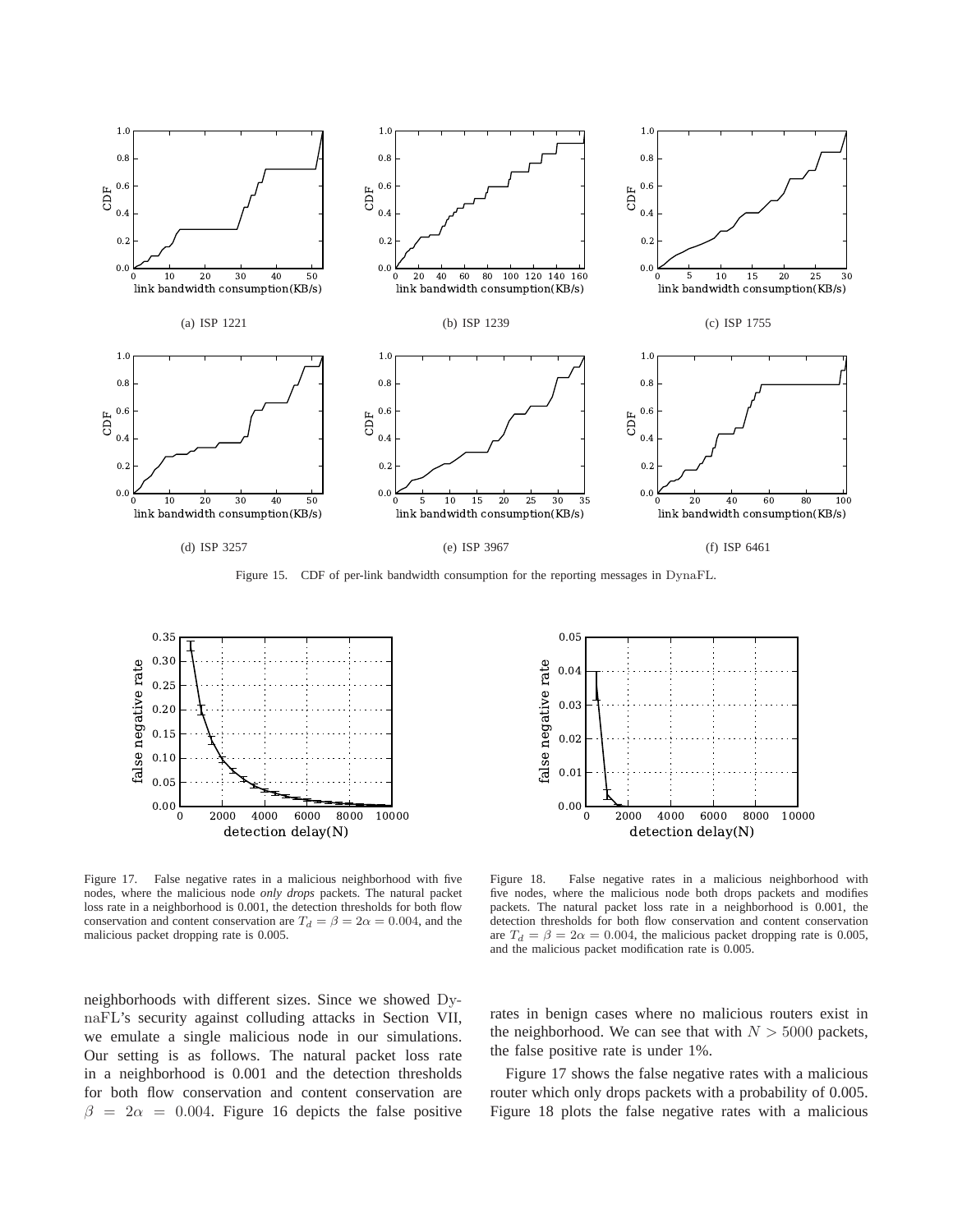Figure 15. CDF of per-link bandwidth consumption for the reporting messages in DynaFL.

(a) ISP 1221

(b) ISP 1239

(c) ISP 1755

(d) ISP 3257

(e) ISP 3967

(f) ISP 6461

Figure 17. False negative rates in a malicious neighborhood with five nodes, where the malicious node *only drops* packets. The natural packet loss rate in a neighborhood is 0.001, the detection thresholds for both flow conservation and content conservation are $T_d = \beta = 2\alpha = 0.004$, and the malicious packet dropping rate is 0.005.

Figure 18. False negative rates in a malicious neighborhood with five nodes, where the malicious node both drops packets and modifies packets. The natural packet loss rate in a neighborhood is 0.001, the detection thresholds for both flow conservation and content conservation are $T_d = \beta = 2\alpha = 0.004$, the malicious packet dropping rate is 0.005, and the malicious packet modification rate is 0.005.

neighborhoods with different sizes. Since we showed DynaFL's security against colluding attacks in Section VII, we emulate a single malicious node in our simulations. Our setting is as follows. The natural packet loss rate in a neighborhood is 0.001 and the detection thresholds for both flow conservation and content conservation are $\beta = 2\alpha = 0.004$. Figure 16 depicts the false positive rates in benign cases where no malicious routers exist in the neighborhood. We can see that with $N > 5000$ packets, the false positive rate is under 1%.

Figure 17 shows the false negative rates with a malicious router which only drops packets with a probability of 0.005. Figure 18 plots the false negative rates with a malicious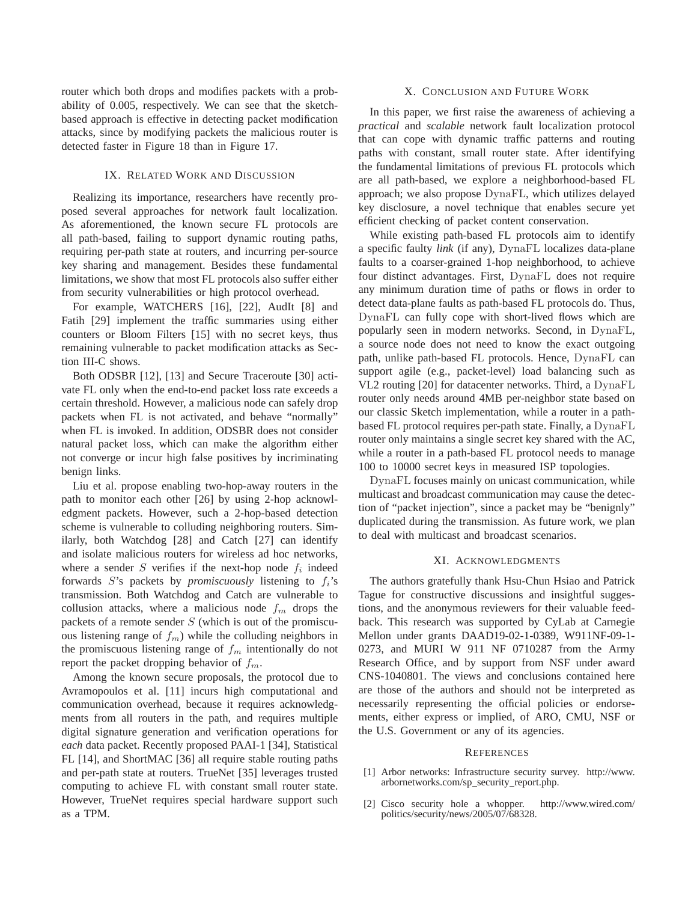router which both drops and modifies packets with a probability of 0.005, respectively. We can see that the sketch-based approach is effective in detecting packet modification attacks, since by modifying packets the malicious router is detected faster in Figure 18 than in Figure 17.

## IX. Related Work and Discussion

Realizing its importance, researchers have recently proposed several approaches for network fault localization. As aforementioned, the known secure FL protocols are all path-based, failing to support dynamic routing paths, requiring per-path state at routers, and incurring per-source key sharing and management. Besides these fundamental limitations, we show that most FL protocols also suffer either from security vulnerabilities or high protocol overhead.

For example, WATCHERS [16], [22], AudIt [8] and Fatih [29] implement the traffic summaries using either counters or Bloom Filters [15] with no secret keys, thus remaining vulnerable to packet modification attacks as Section III-C shows.

Both ODSBR [12], [13] and Secure Traceroute [30] activate FL only when the end-to-end packet loss rate exceeds a certain threshold. However, a malicious node can safely drop packets when FL is not activated, and behave "normally" when FL is invoked. In addition, ODSBR does not consider natural packet loss, which can make the algorithm either not converge or incur high false positives by incriminating benign links.

Liu et al. propose enabling two-hop-away routers in the path to monitor each other [26] by using 2-hop acknowledgment packets. However, such a 2-hop-based detection scheme is vulnerable to colluding neighboring routers. Similarly, both Watchdog [28] and Catch [27] can identify and isolate malicious routers for wireless ad hoc networks, where a sender $S$ verifies if the next-hop node $f_i$ indeed forwards $S$'s packets by *promiscuously* listening to $f_i$'s transmission. Both Watchdog and Catch are vulnerable to collusion attacks, where a malicious node $f_m$ drops the packets of a remote sender $S$ (which is out of the promiscuous listening range of $f_m$) while the colluding neighbors in the promiscuous listening range of $f_m$ intentionally do not report the packet dropping behavior of $f_m$.

Among the known secure proposals, the protocol due to Avramopoulos et al. [11] incurs high computational and communication overhead, because it requires acknowledgments from all routers in the path, and requires multiple digital signature generation and verification operations for *each* data packet. Recently proposed PAAI-1 [34], Statistical FL [14], and ShortMAC [36] all require stable routing paths and per-path state at routers. TrueNet [35] leverages trusted computing to achieve FL with constant small router state. However, TrueNet requires special hardware support such as a TPM.

## X. Conclusion and Future Work

In this paper, we first raise the awareness of achieving a *practical* and *scalable* network fault localization protocol that can cope with dynamic traffic patterns and routing paths with constant, small router state. After identifying the fundamental limitations of previous FL protocols which are all path-based, we explore a neighborhood-based FL approach; we also propose DynaFL, which utilizes delayed key disclosure, a novel technique that enables secure yet efficient checking of packet content conservation.

While existing path-based FL protocols aim to identify a specific faulty *link* (if any), DynaFL localizes data-plane faults to a coarser-grained 1-hop neighborhood, to achieve four distinct advantages. First, DynaFL does not require any minimum duration time of paths or flows in order to detect data-plane faults as path-based FL protocols do. Thus, DynaFL can fully cope with short-lived flows which are popularly seen in modern networks. Second, in DynaFL, a source node does not need to know the exact outgoing path, unlike path-based FL protocols. Hence, DynaFL can support agile (e.g., packet-level) load balancing such as VL2 routing [20] for datacenter networks. Third, a DynaFL router only needs around 4MB per-neighbor state based on our classic Sketch implementation, while a router in a path-based FL protocol requires per-path state. Finally, a DynaFL router only maintains a single secret key shared with the AC, while a router in a path-based FL protocol needs to manage 100 to 10000 secret keys in measured ISP topologies.

DynaFL focuses mainly on unicast communication, while multicast and broadcast communication may cause the detection of "packet injection", since a packet may be "benignly" duplicated during the transmission. As future work, we plan to deal with multicast and broadcast scenarios.

## XI. Acknowledgments

The authors gratefully thank Hsu-Chun Hsiao and Patrick Tague for constructive discussions and insightful suggestions, and the anonymous reviewers for their valuable feedback. This research was supported by CyLab at Carnegie Mellon under grants DAAD19-02-1-0389, W911NF-09-1-0273, and MURI W 911 NF 0710287 from the Army Research Office, and by support from NSF under award CNS-1040801. The views and conclusions contained here are those of the authors and should not be interpreted as necessarily representing the official policies or endorsements, either express or implied, of ARO, CMU, NSF or the U.S. Government or any of its agencies.

## References

[1] Arbor networks: Infrastructure security survey. http://www.arbornetworks.com/sp_security_report.php.

[2] Cisco security hole a whopper. http://www.wired.com/politics/security/news/2005/07/68328.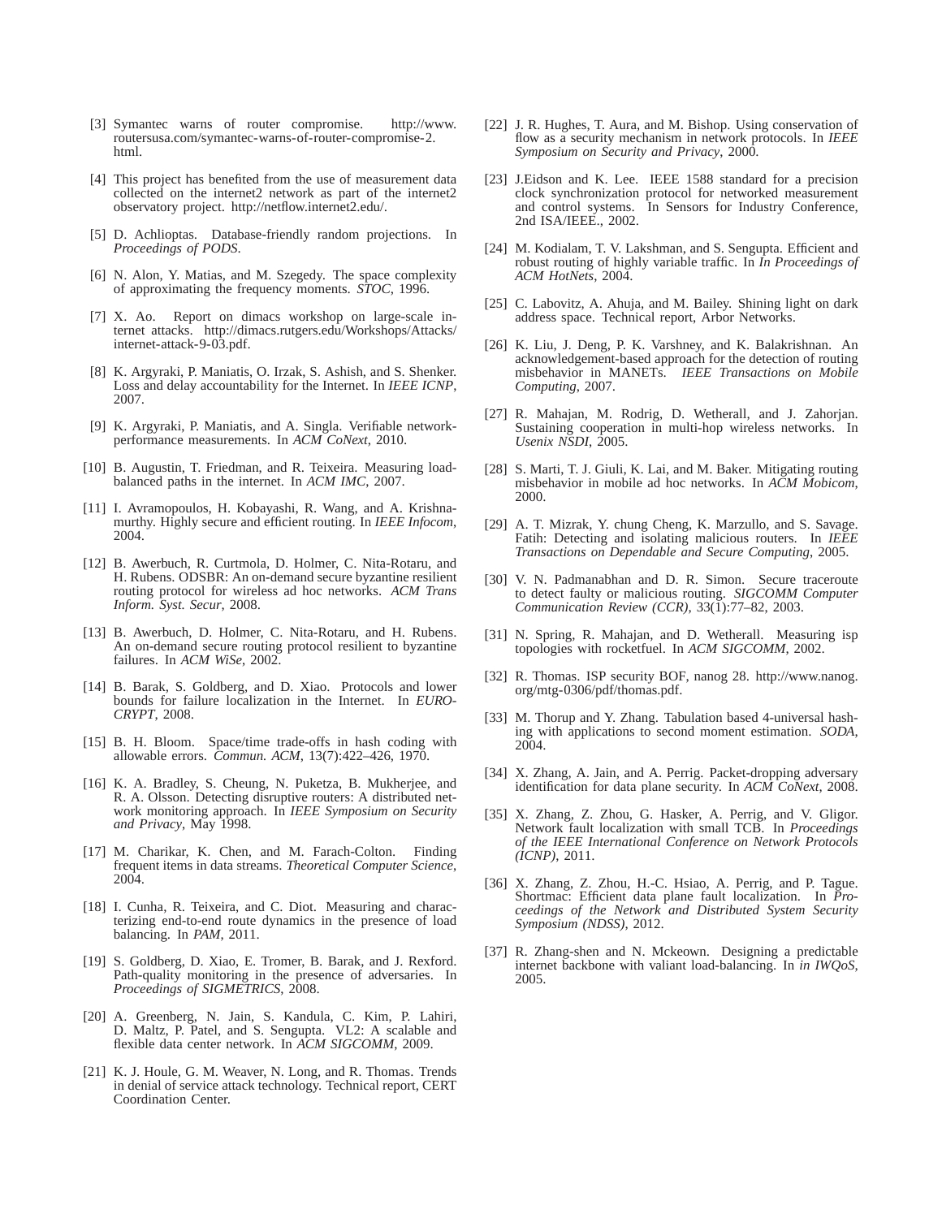[3] Symantec warns of router compromise. http://www.routersusa.com/symantec-warns-of-router-compromise-2.html.

[4] This project has benefited from the use of measurement data collected on the internet2 network as part of the internet2 observatory project. http://netflow.internet2.edu/.

[5] D. Achlioptas. Database-friendly random projections. In *Proceedings of PODS*.

[6] N. Alon, Y. Matias, and M. Szegedy. The space complexity of approximating the frequency moments. *STOC*, 1996.

[7] X. Ao. Report on dimacs workshop on large-scale internet attacks. http://dimacs.rutgers.edu/Workshops/Attacks/internet-attack-9-03.pdf.

[8] K. Argyraki, P. Maniatis, O. Irzak, S. Ashish, and S. Shenker. Loss and delay accountability for the Internet. In *IEEE ICNP*, 2007.

[9] K. Argyraki, P. Maniatis, and A. Singla. Verifiable network-performance measurements. In *ACM CoNext*, 2010.

[10] B. Augustin, T. Friedman, and R. Teixeira. Measuring load-balanced paths in the internet. In *ACM IMC*, 2007.

[11] I. Avramopoulos, H. Kobayashi, R. Wang, and A. Krishnamurthy. Highly secure and efficient routing. In *IEEE Infocom*, 2004.

[12] B. Awerbuch, R. Curtmola, D. Holmer, C. Nita-Rotaru, and H. Rubens. ODSBR: An on-demand secure byzantine resilient routing protocol for wireless ad hoc networks. *ACM Trans Inform. Syst. Secur*, 2008.

[13] B. Awerbuch, D. Holmer, C. Nita-Rotaru, and H. Rubens. An on-demand secure routing protocol resilient to byzantine failures. In *ACM WiSe*, 2002.

[14] B. Barak, S. Goldberg, and D. Xiao. Protocols and lower bounds for failure localization in the Internet. In *EUROCRYPT*, 2008.

[15] B. H. Bloom. Space/time trade-offs in hash coding with allowable errors. *Commun. ACM*, 13(7):422–426, 1970.

[16] K. A. Bradley, S. Cheung, N. Puketza, B. Mukherjee, and R. A. Olsson. Detecting disruptive routers: A distributed network monitoring approach. In *IEEE Symposium on Security and Privacy*, May 1998.

[17] M. Charikar, K. Chen, and M. Farach-Colton. Finding frequent items in data streams. *Theoretical Computer Science*, 2004.

[18] I. Cunha, R. Teixeira, and C. Diot. Measuring and characterizing end-to-end route dynamics in the presence of load balancing. In *PAM*, 2011.

[19] S. Goldberg, D. Xiao, E. Tromer, B. Barak, and J. Rexford. Path-quality monitoring in the presence of adversaries. In *Proceedings of SIGMETRICS*, 2008.

[20] A. Greenberg, N. Jain, S. Kandula, C. Kim, P. Lahiri, D. Maltz, P. Patel, and S. Sengupta. VL2: A scalable and flexible data center network. In *ACM SIGCOMM*, 2009.

[21] K. J. Houle, G. M. Weaver, N. Long, and R. Thomas. Trends in denial of service attack technology. Technical report, CERT Coordination Center.

[22] J. R. Hughes, T. Aura, and M. Bishop. Using conservation of flow as a security mechanism in network protocols. In *IEEE Symposium on Security and Privacy*, 2000.

[23] J.Eidson and K. Lee. IEEE 1588 standard for a precision clock synchronization protocol for networked measurement and control systems. In Sensors for Industry Conference, 2nd ISA/IEEE., 2002.

[24] M. Kodialam, T. V. Lakshman, and S. Sengupta. Efficient and robust routing of highly variable traffic. In *In Proceedings of ACM HotNets*, 2004.

[25] C. Labovitz, A. Ahuja, and M. Bailey. Shining light on dark address space. Technical report, Arbor Networks.

[26] K. Liu, J. Deng, P. K. Varshney, and K. Balakrishnan. An acknowledgement-based approach for the detection of routing misbehavior in MANETs. *IEEE Transactions on Mobile Computing*, 2007.

[27] R. Mahajan, M. Rodrig, D. Wetherall, and J. Zahorjan. Sustaining cooperation in multi-hop wireless networks. In *Usenix NSDI*, 2005.

[28] S. Marti, T. J. Giuli, K. Lai, and M. Baker. Mitigating routing misbehavior in mobile ad hoc networks. In *ACM Mobicom*, 2000.

[29] A. T. Mizrak, Y. chung Cheng, K. Marzullo, and S. Savage. Fatih: Detecting and isolating malicious routers. In *IEEE Transactions on Dependable and Secure Computing*, 2005.

[30] V. N. Padmanabhan and D. R. Simon. Secure traceroute to detect faulty or malicious routing. *SIGCOMM Computer Communication Review (CCR)*, 33(1):77–82, 2003.

[31] N. Spring, R. Mahajan, and D. Wetherall. Measuring isp topologies with rocketfuel. In *ACM SIGCOMM*, 2002.

[32] R. Thomas. ISP security BOF, nanog 28. http://www.nanog.org/mtg-0306/pdf/thomas.pdf.

[33] M. Thorup and Y. Zhang. Tabulation based 4-universal hashing with applications to second moment estimation. *SODA*, 2004.

[34] X. Zhang, A. Jain, and A. Perrig. Packet-dropping adversary identification for data plane security. In *ACM CoNext*, 2008.

[35] X. Zhang, Z. Zhou, G. Hasker, A. Perrig, and V. Gligor. Network fault localization with small TCB. In *Proceedings of the IEEE International Conference on Network Protocols (ICNP)*, 2011.

[36] X. Zhang, Z. Zhou, H.-C. Hsiao, A. Perrig, and P. Tague. Shortmac: Efficient data plane fault localization. In *Proceedings of the Network and Distributed System Security Symposium (NDSS)*, 2012.

[37] R. Zhang-shen and N. Mckeown. Designing a predictable internet backbone with valiant load-balancing. In *in IWQoS*, 2005.